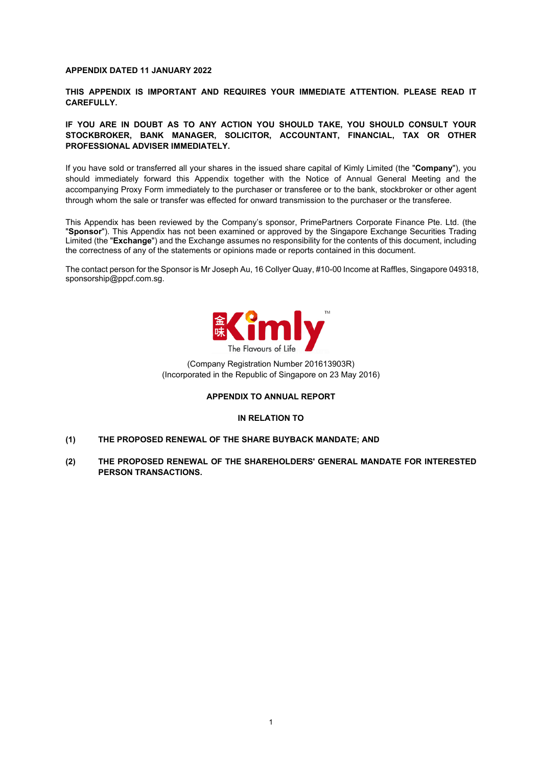**APPENDIX DATED 11 JANUARY 2022**

**THIS APPENDIX IS IMPORTANT AND REQUIRES YOUR IMMEDIATE ATTENTION. PLEASE READ IT CAREFULLY.**

**IF YOU ARE IN DOUBT AS TO ANY ACTION YOU SHOULD TAKE, YOU SHOULD CONSULT YOUR STOCKBROKER, BANK MANAGER, SOLICITOR, ACCOUNTANT, FINANCIAL, TAX OR OTHER PROFESSIONAL ADVISER IMMEDIATELY.**

If you have sold or transferred all your shares in the issued share capital of Kimly Limited (the "**Company**"), you should immediately forward this Appendix together with the Notice of Annual General Meeting and the accompanying Proxy Form immediately to the purchaser or transferee or to the bank, stockbroker or other agent through whom the sale or transfer was effected for onward transmission to the purchaser or the transferee.

This Appendix has been reviewed by the Company's sponsor, PrimePartners Corporate Finance Pte. Ltd. (the "**Sponsor**"). This Appendix has not been examined or approved by the Singapore Exchange Securities Trading Limited (the "**Exchange**") and the Exchange assumes no responsibility for the contents of this document, including the correctness of any of the statements or opinions made or reports contained in this document.

The contact person for the Sponsor is Mr Joseph Au, 16 Collyer Quay, #10-00 Income at Raffles, Singapore 049318, sponsorship@ppcf.com.sg.

金味 Kimly™
The Flavours of Life

(Company Registration Number 201613903R)
(Incorporated in the Republic of Singapore on 23 May 2016)

**APPENDIX TO ANNUAL REPORT**

**IN RELATION TO**

**(1) THE PROPOSED RENEWAL OF THE SHARE BUYBACK MANDATE; AND**

**(2) THE PROPOSED RENEWAL OF THE SHAREHOLDERS' GENERAL MANDATE FOR INTERESTED PERSON TRANSACTIONS.**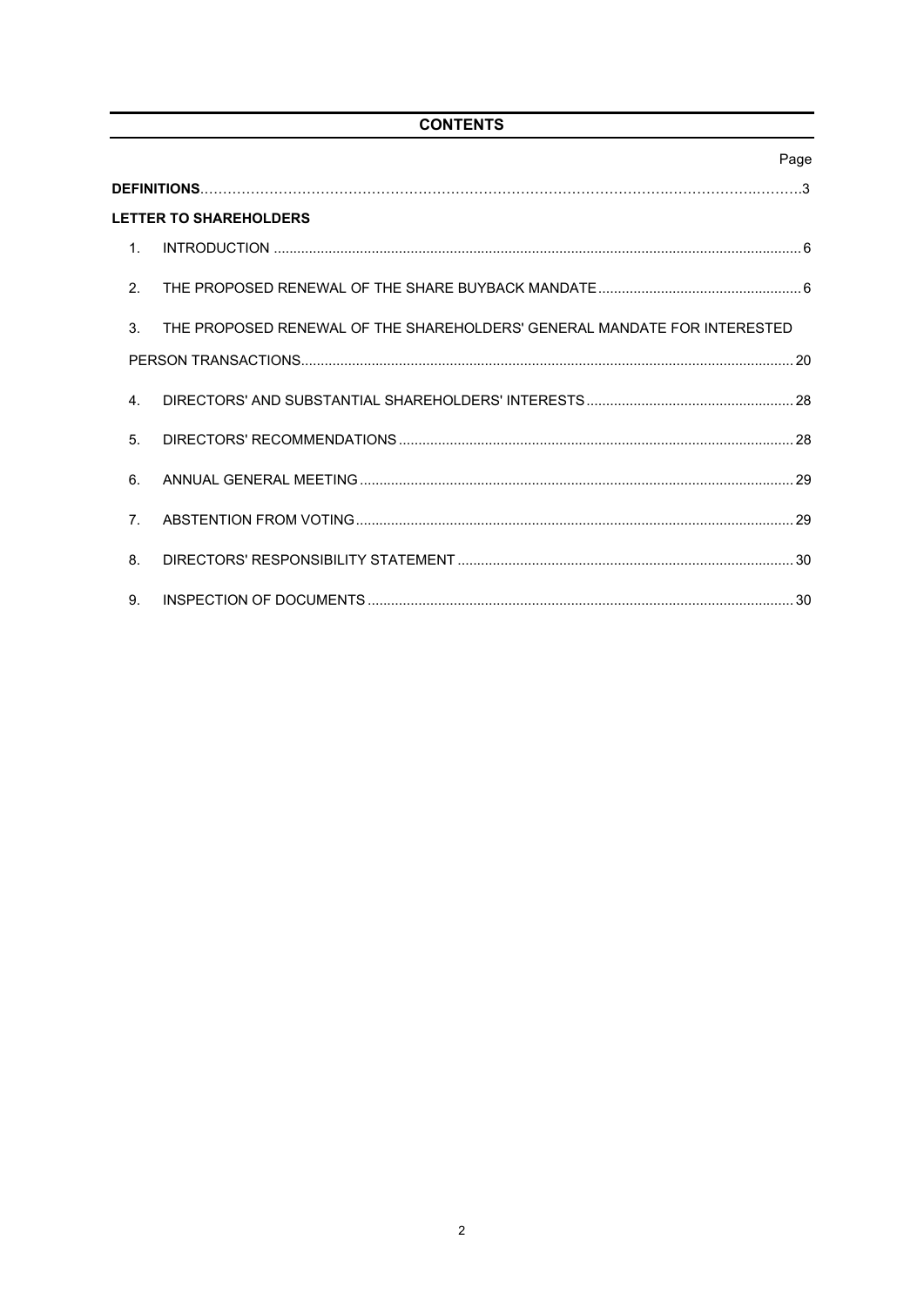## CONTENTS

| | | Page |
|---|---|---|
| **DEFINITIONS** | | 3 |
| **LETTER TO SHAREHOLDERS** | | |
| 1. | INTRODUCTION | 6 |
| 2. | THE PROPOSED RENEWAL OF THE SHARE BUYBACK MANDATE | 6 |
| 3. | THE PROPOSED RENEWAL OF THE SHAREHOLDERS' GENERAL MANDATE FOR INTERESTED PERSON TRANSACTIONS | 20 |
| 4. | DIRECTORS' AND SUBSTANTIAL SHAREHOLDERS' INTERESTS | 28 |
| 5. | DIRECTORS' RECOMMENDATIONS | 28 |
| 6. | ANNUAL GENERAL MEETING | 29 |
| 7. | ABSTENTION FROM VOTING | 29 |
| 8. | DIRECTORS' RESPONSIBILITY STATEMENT | 30 |
| 9. | INSPECTION OF DOCUMENTS | 30 |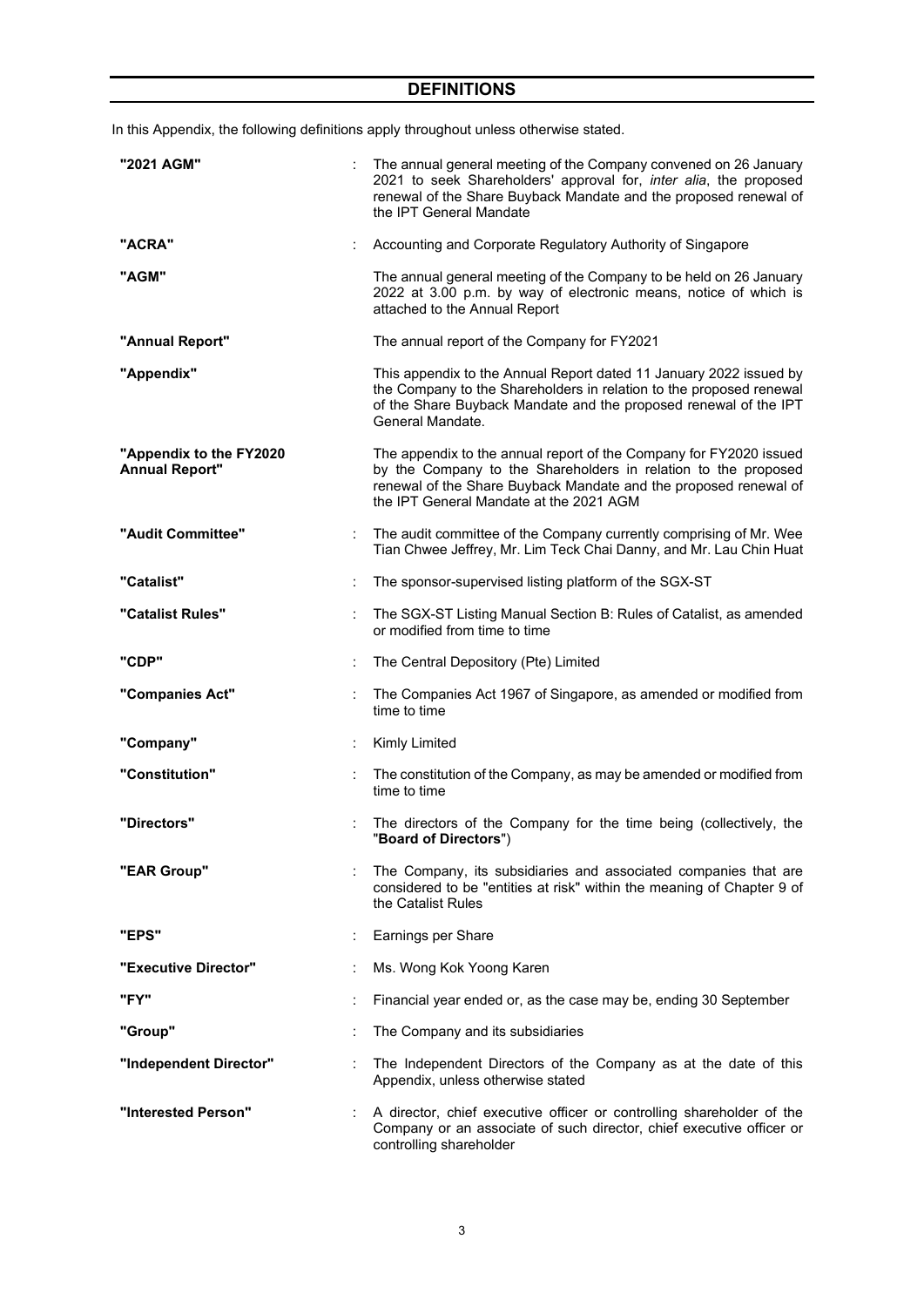## DEFINITIONS

In this Appendix, the following definitions apply throughout unless otherwise stated.

| | | |
|---|---|---|
| **"2021 AGM"** | : | The annual general meeting of the Company convened on 26 January 2021 to seek Shareholders' approval for, *inter alia*, the proposed renewal of the Share Buyback Mandate and the proposed renewal of the IPT General Mandate |
| **"ACRA"** | : | Accounting and Corporate Regulatory Authority of Singapore |
| **"AGM"** | | The annual general meeting of the Company to be held on 26 January 2022 at 3.00 p.m. by way of electronic means, notice of which is attached to the Annual Report |
| **"Annual Report"** | | The annual report of the Company for FY2021 |
| **"Appendix"** | | This appendix to the Annual Report dated 11 January 2022 issued by the Company to the Shareholders in relation to the proposed renewal of the Share Buyback Mandate and the proposed renewal of the IPT General Mandate. |
| **"Appendix to the FY2020 Annual Report"** | | The appendix to the annual report of the Company for FY2020 issued by the Company to the Shareholders in relation to the proposed renewal of the Share Buyback Mandate and the proposed renewal of the IPT General Mandate at the 2021 AGM |
| **"Audit Committee"** | : | The audit committee of the Company currently comprising of Mr. Wee Tian Chwee Jeffrey, Mr. Lim Teck Chai Danny, and Mr. Lau Chin Huat |
| **"Catalist"** | : | The sponsor-supervised listing platform of the SGX-ST |
| **"Catalist Rules"** | : | The SGX-ST Listing Manual Section B: Rules of Catalist, as amended or modified from time to time |
| **"CDP"** | : | The Central Depository (Pte) Limited |
| **"Companies Act"** | : | The Companies Act 1967 of Singapore, as amended or modified from time to time |
| **"Company"** | : | Kimly Limited |
| **"Constitution"** | : | The constitution of the Company, as may be amended or modified from time to time |
| **"Directors"** | : | The directors of the Company for the time being (collectively, the "**Board of Directors**") |
| **"EAR Group"** | : | The Company, its subsidiaries and associated companies that are considered to be "entities at risk" within the meaning of Chapter 9 of the Catalist Rules |
| **"EPS"** | : | Earnings per Share |
| **"Executive Director"** | : | Ms. Wong Kok Yoong Karen |
| **"FY"** | : | Financial year ended or, as the case may be, ending 30 September |
| **"Group"** | : | The Company and its subsidiaries |
| **"Independent Director"** | : | The Independent Directors of the Company as at the date of this Appendix, unless otherwise stated |
| **"Interested Person"** | : | A director, chief executive officer or controlling shareholder of the Company or an associate of such director, chief executive officer or controlling shareholder |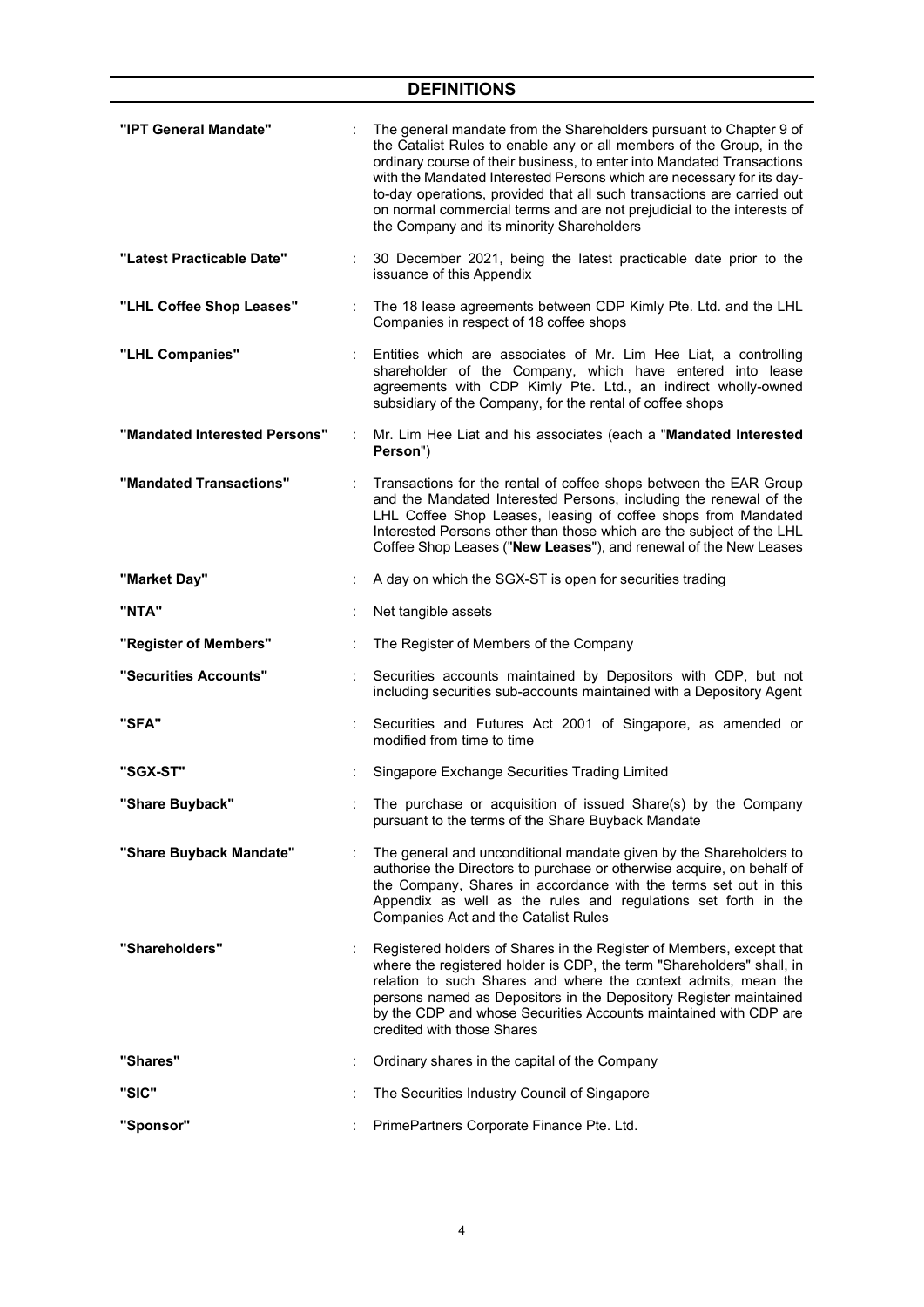## DEFINITIONS

| | | |
|---|---|---|
| **"IPT General Mandate"** | : | The general mandate from the Shareholders pursuant to Chapter 9 of the Catalist Rules to enable any or all members of the Group, in the ordinary course of their business, to enter into Mandated Transactions with the Mandated Interested Persons which are necessary for its day-to-day operations, provided that all such transactions are carried out on normal commercial terms and are not prejudicial to the interests of the Company and its minority Shareholders |
| **"Latest Practicable Date"** | : | 30 December 2021, being the latest practicable date prior to the issuance of this Appendix |
| **"LHL Coffee Shop Leases"** | : | The 18 lease agreements between CDP Kimly Pte. Ltd. and the LHL Companies in respect of 18 coffee shops |
| **"LHL Companies"** | : | Entities which are associates of Mr. Lim Hee Liat, a controlling shareholder of the Company, which have entered into lease agreements with CDP Kimly Pte. Ltd., an indirect wholly-owned subsidiary of the Company, for the rental of coffee shops |
| **"Mandated Interested Persons"** | : | Mr. Lim Hee Liat and his associates (each a "**Mandated Interested Person**") |
| **"Mandated Transactions"** | : | Transactions for the rental of coffee shops between the EAR Group and the Mandated Interested Persons, including the renewal of the LHL Coffee Shop Leases, leasing of coffee shops from Mandated Interested Persons other than those which are the subject of the LHL Coffee Shop Leases ("**New Leases**"), and renewal of the New Leases |
| **"Market Day"** | : | A day on which the SGX-ST is open for securities trading |
| **"NTA"** | : | Net tangible assets |
| **"Register of Members"** | : | The Register of Members of the Company |
| **"Securities Accounts"** | : | Securities accounts maintained by Depositors with CDP, but not including securities sub-accounts maintained with a Depository Agent |
| **"SFA"** | : | Securities and Futures Act 2001 of Singapore, as amended or modified from time to time |
| **"SGX-ST"** | : | Singapore Exchange Securities Trading Limited |
| **"Share Buyback"** | : | The purchase or acquisition of issued Share(s) by the Company pursuant to the terms of the Share Buyback Mandate |
| **"Share Buyback Mandate"** | : | The general and unconditional mandate given by the Shareholders to authorise the Directors to purchase or otherwise acquire, on behalf of the Company, Shares in accordance with the terms set out in this Appendix as well as the rules and regulations set forth in the Companies Act and the Catalist Rules |
| **"Shareholders"** | : | Registered holders of Shares in the Register of Members, except that where the registered holder is CDP, the term "Shareholders" shall, in relation to such Shares and where the context admits, mean the persons named as Depositors in the Depository Register maintained by the CDP and whose Securities Accounts maintained with CDP are credited with those Shares |
| **"Shares"** | : | Ordinary shares in the capital of the Company |
| **"SIC"** | : | The Securities Industry Council of Singapore |
| **"Sponsor"** | : | PrimePartners Corporate Finance Pte. Ltd. |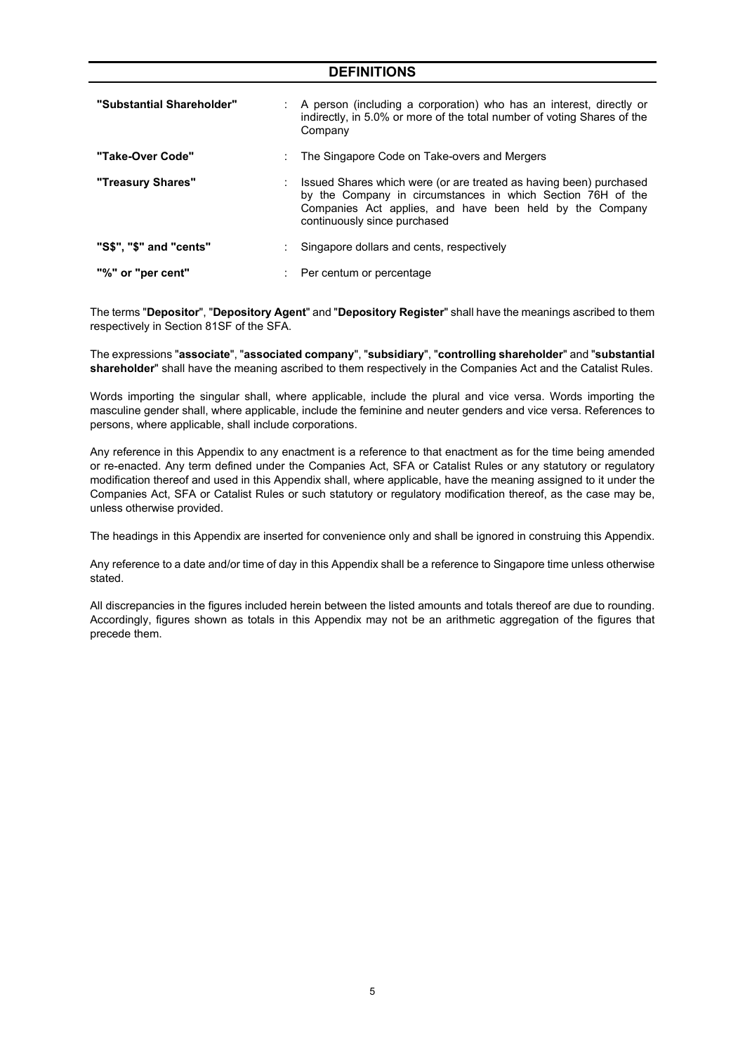## DEFINITIONS

| | | |
|---|---|---|
| **"Substantial Shareholder"** | : | A person (including a corporation) who has an interest, directly or indirectly, in 5.0% or more of the total number of voting Shares of the Company |
| **"Take-Over Code"** | : | The Singapore Code on Take-overs and Mergers |
| **"Treasury Shares"** | : | Issued Shares which were (or are treated as having been) purchased by the Company in circumstances in which Section 76H of the Companies Act applies, and have been held by the Company continuously since purchased |
| **"S$", "$" and "cents"** | : | Singapore dollars and cents, respectively |
| **"%" or "per cent"** | : | Per centum or percentage |

The terms "**Depositor**", "**Depository Agent**" and "**Depository Register**" shall have the meanings ascribed to them respectively in Section 81SF of the SFA.

The expressions "**associate**", "**associated company**", "**subsidiary**", "**controlling shareholder**" and "**substantial shareholder**" shall have the meaning ascribed to them respectively in the Companies Act and the Catalist Rules.

Words importing the singular shall, where applicable, include the plural and vice versa. Words importing the masculine gender shall, where applicable, include the feminine and neuter genders and vice versa. References to persons, where applicable, shall include corporations.

Any reference in this Appendix to any enactment is a reference to that enactment as for the time being amended or re-enacted. Any term defined under the Companies Act, SFA or Catalist Rules or any statutory or regulatory modification thereof and used in this Appendix shall, where applicable, have the meaning assigned to it under the Companies Act, SFA or Catalist Rules or such statutory or regulatory modification thereof, as the case may be, unless otherwise provided.

The headings in this Appendix are inserted for convenience only and shall be ignored in construing this Appendix.

Any reference to a date and/or time of day in this Appendix shall be a reference to Singapore time unless otherwise stated.

All discrepancies in the figures included herein between the listed amounts and totals thereof are due to rounding. Accordingly, figures shown as totals in this Appendix may not be an arithmetic aggregation of the figures that precede them.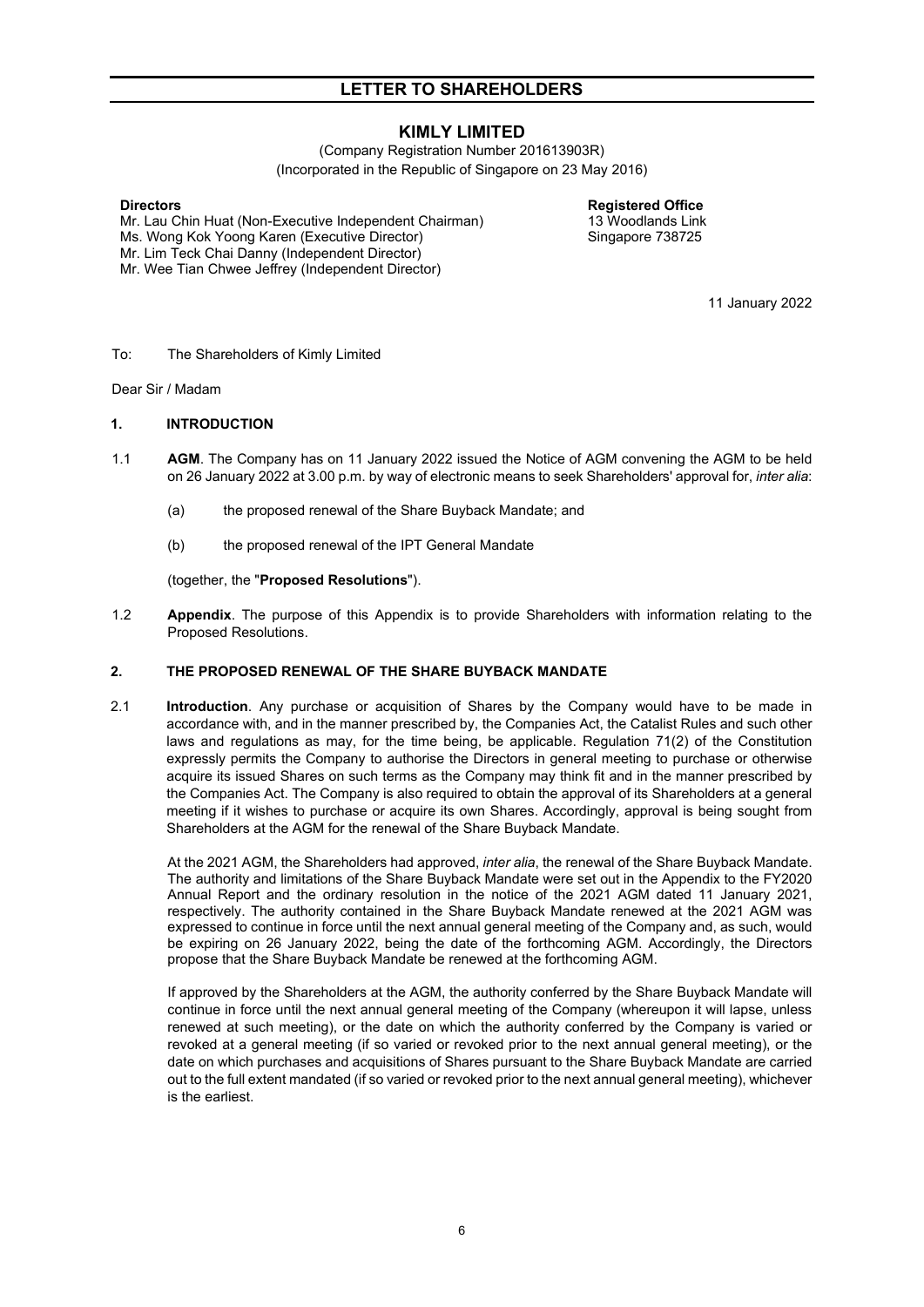# LETTER TO SHAREHOLDERS

## KIMLY LIMITED

(Company Registration Number 201613903R)
(Incorporated in the Republic of Singapore on 23 May 2016)

**Directors**
Mr. Lau Chin Huat (Non-Executive Independent Chairman)
Ms. Wong Kok Yoong Karen (Executive Director)
Mr. Lim Teck Chai Danny (Independent Director)
Mr. Wee Tian Chwee Jeffrey (Independent Director)

**Registered Office**
13 Woodlands Link
Singapore 738725

11 January 2022

To: The Shareholders of Kimly Limited

Dear Sir / Madam

### 1. INTRODUCTION

1.1 **AGM**. The Company has on 11 January 2022 issued the Notice of AGM convening the AGM to be held on 26 January 2022 at 3.00 p.m. by way of electronic means to seek Shareholders' approval for, *inter alia*:

(a) the proposed renewal of the Share Buyback Mandate; and

(b) the proposed renewal of the IPT General Mandate

(together, the "**Proposed Resolutions**").

1.2 **Appendix**. The purpose of this Appendix is to provide Shareholders with information relating to the Proposed Resolutions.

### 2. THE PROPOSED RENEWAL OF THE SHARE BUYBACK MANDATE

2.1 **Introduction**. Any purchase or acquisition of Shares by the Company would have to be made in accordance with, and in the manner prescribed by, the Companies Act, the Catalist Rules and such other laws and regulations as may, for the time being, be applicable. Regulation 71(2) of the Constitution expressly permits the Company to authorise the Directors in general meeting to purchase or otherwise acquire its issued Shares on such terms as the Company may think fit and in the manner prescribed by the Companies Act. The Company is also required to obtain the approval of its Shareholders at a general meeting if it wishes to purchase or acquire its own Shares. Accordingly, approval is being sought from Shareholders at the AGM for the renewal of the Share Buyback Mandate.

At the 2021 AGM, the Shareholders had approved, *inter alia*, the renewal of the Share Buyback Mandate. The authority and limitations of the Share Buyback Mandate were set out in the Appendix to the FY2020 Annual Report and the ordinary resolution in the notice of the 2021 AGM dated 11 January 2021, respectively. The authority contained in the Share Buyback Mandate renewed at the 2021 AGM was expressed to continue in force until the next annual general meeting of the Company and, as such, would be expiring on 26 January 2022, being the date of the forthcoming AGM. Accordingly, the Directors propose that the Share Buyback Mandate be renewed at the forthcoming AGM.

If approved by the Shareholders at the AGM, the authority conferred by the Share Buyback Mandate will continue in force until the next annual general meeting of the Company (whereupon it will lapse, unless renewed at such meeting), or the date on which the authority conferred by the Company is varied or revoked at a general meeting (if so varied or revoked prior to the next annual general meeting), or the date on which purchases and acquisitions of Shares pursuant to the Share Buyback Mandate are carried out to the full extent mandated (if so varied or revoked prior to the next annual general meeting), whichever is the earliest.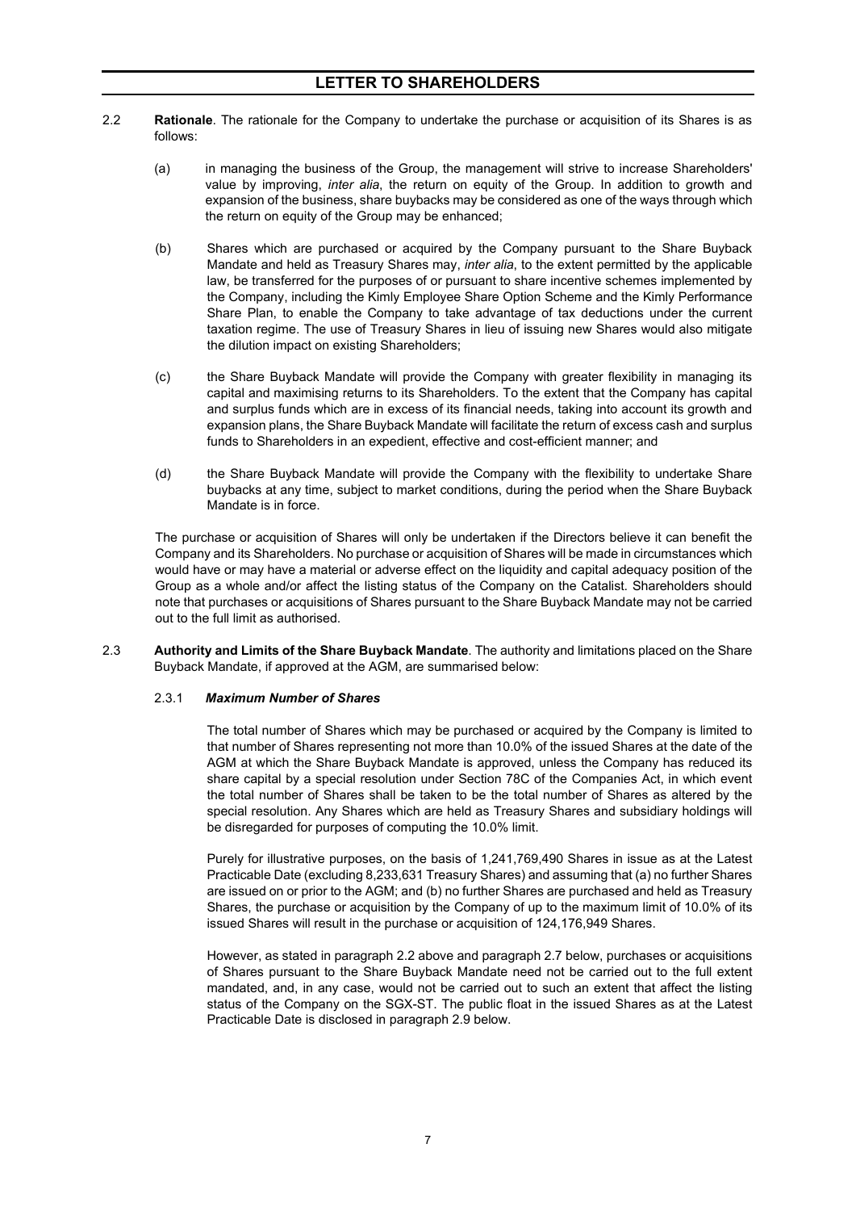2.2 **Rationale**. The rationale for the Company to undertake the purchase or acquisition of its Shares is as follows:

(a) in managing the business of the Group, the management will strive to increase Shareholders' value by improving, *inter alia*, the return on equity of the Group. In addition to growth and expansion of the business, share buybacks may be considered as one of the ways through which the return on equity of the Group may be enhanced;

(b) Shares which are purchased or acquired by the Company pursuant to the Share Buyback Mandate and held as Treasury Shares may, *inter alia*, to the extent permitted by the applicable law, be transferred for the purposes of or pursuant to share incentive schemes implemented by the Company, including the Kimly Employee Share Option Scheme and the Kimly Performance Share Plan, to enable the Company to take advantage of tax deductions under the current taxation regime. The use of Treasury Shares in lieu of issuing new Shares would also mitigate the dilution impact on existing Shareholders;

(c) the Share Buyback Mandate will provide the Company with greater flexibility in managing its capital and maximising returns to its Shareholders. To the extent that the Company has capital and surplus funds which are in excess of its financial needs, taking into account its growth and expansion plans, the Share Buyback Mandate will facilitate the return of excess cash and surplus funds to Shareholders in an expedient, effective and cost-efficient manner; and

(d) the Share Buyback Mandate will provide the Company with the flexibility to undertake Share buybacks at any time, subject to market conditions, during the period when the Share Buyback Mandate is in force.

The purchase or acquisition of Shares will only be undertaken if the Directors believe it can benefit the Company and its Shareholders. No purchase or acquisition of Shares will be made in circumstances which would have or may have a material or adverse effect on the liquidity and capital adequacy position of the Group as a whole and/or affect the listing status of the Company on the Catalist. Shareholders should note that purchases or acquisitions of Shares pursuant to the Share Buyback Mandate may not be carried out to the full limit as authorised.

2.3 **Authority and Limits of the Share Buyback Mandate**. The authority and limitations placed on the Share Buyback Mandate, if approved at the AGM, are summarised below:

2.3.1 ***Maximum Number of Shares***

The total number of Shares which may be purchased or acquired by the Company is limited to that number of Shares representing not more than 10.0% of the issued Shares at the date of the AGM at which the Share Buyback Mandate is approved, unless the Company has reduced its share capital by a special resolution under Section 78C of the Companies Act, in which event the total number of Shares shall be taken to be the total number of Shares as altered by the special resolution. Any Shares which are held as Treasury Shares and subsidiary holdings will be disregarded for purposes of computing the 10.0% limit.

Purely for illustrative purposes, on the basis of 1,241,769,490 Shares in issue as at the Latest Practicable Date (excluding 8,233,631 Treasury Shares) and assuming that (a) no further Shares are issued on or prior to the AGM; and (b) no further Shares are purchased and held as Treasury Shares, the purchase or acquisition by the Company of up to the maximum limit of 10.0% of its issued Shares will result in the purchase or acquisition of 124,176,949 Shares.

However, as stated in paragraph 2.2 above and paragraph 2.7 below, purchases or acquisitions of Shares pursuant to the Share Buyback Mandate need not be carried out to the full extent mandated, and, in any case, would not be carried out to such an extent that affect the listing status of the Company on the SGX-ST. The public float in the issued Shares as at the Latest Practicable Date is disclosed in paragraph 2.9 below.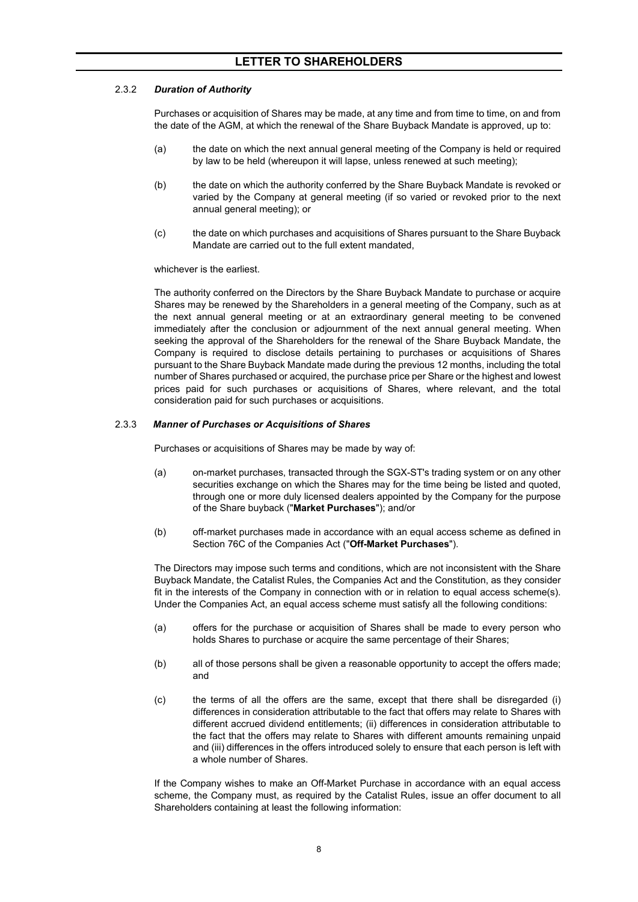#### 2.3.2 *Duration of Authority*

Purchases or acquisition of Shares may be made, at any time and from time to time, on and from the date of the AGM, at which the renewal of the Share Buyback Mandate is approved, up to:

(a) the date on which the next annual general meeting of the Company is held or required by law to be held (whereupon it will lapse, unless renewed at such meeting);

(b) the date on which the authority conferred by the Share Buyback Mandate is revoked or varied by the Company at general meeting (if so varied or revoked prior to the next annual general meeting); or

(c) the date on which purchases and acquisitions of Shares pursuant to the Share Buyback Mandate are carried out to the full extent mandated,

whichever is the earliest.

The authority conferred on the Directors by the Share Buyback Mandate to purchase or acquire Shares may be renewed by the Shareholders in a general meeting of the Company, such as at the next annual general meeting or at an extraordinary general meeting to be convened immediately after the conclusion or adjournment of the next annual general meeting. When seeking the approval of the Shareholders for the renewal of the Share Buyback Mandate, the Company is required to disclose details pertaining to purchases or acquisitions of Shares pursuant to the Share Buyback Mandate made during the previous 12 months, including the total number of Shares purchased or acquired, the purchase price per Share or the highest and lowest prices paid for such purchases or acquisitions of Shares, where relevant, and the total consideration paid for such purchases or acquisitions.

#### 2.3.3 *Manner of Purchases or Acquisitions of Shares*

Purchases or acquisitions of Shares may be made by way of:

(a) on-market purchases, transacted through the SGX-ST's trading system or on any other securities exchange on which the Shares may for the time being be listed and quoted, through one or more duly licensed dealers appointed by the Company for the purpose of the Share buyback ("**Market Purchases**"); and/or

(b) off-market purchases made in accordance with an equal access scheme as defined in Section 76C of the Companies Act ("**Off-Market Purchases**").

The Directors may impose such terms and conditions, which are not inconsistent with the Share Buyback Mandate, the Catalist Rules, the Companies Act and the Constitution, as they consider fit in the interests of the Company in connection with or in relation to equal access scheme(s). Under the Companies Act, an equal access scheme must satisfy all the following conditions:

(a) offers for the purchase or acquisition of Shares shall be made to every person who holds Shares to purchase or acquire the same percentage of their Shares;

(b) all of those persons shall be given a reasonable opportunity to accept the offers made; and

(c) the terms of all the offers are the same, except that there shall be disregarded (i) differences in consideration attributable to the fact that offers may relate to Shares with different accrued dividend entitlements; (ii) differences in consideration attributable to the fact that the offers may relate to Shares with different amounts remaining unpaid and (iii) differences in the offers introduced solely to ensure that each person is left with a whole number of Shares.

If the Company wishes to make an Off-Market Purchase in accordance with an equal access scheme, the Company must, as required by the Catalist Rules, issue an offer document to all Shareholders containing at least the following information: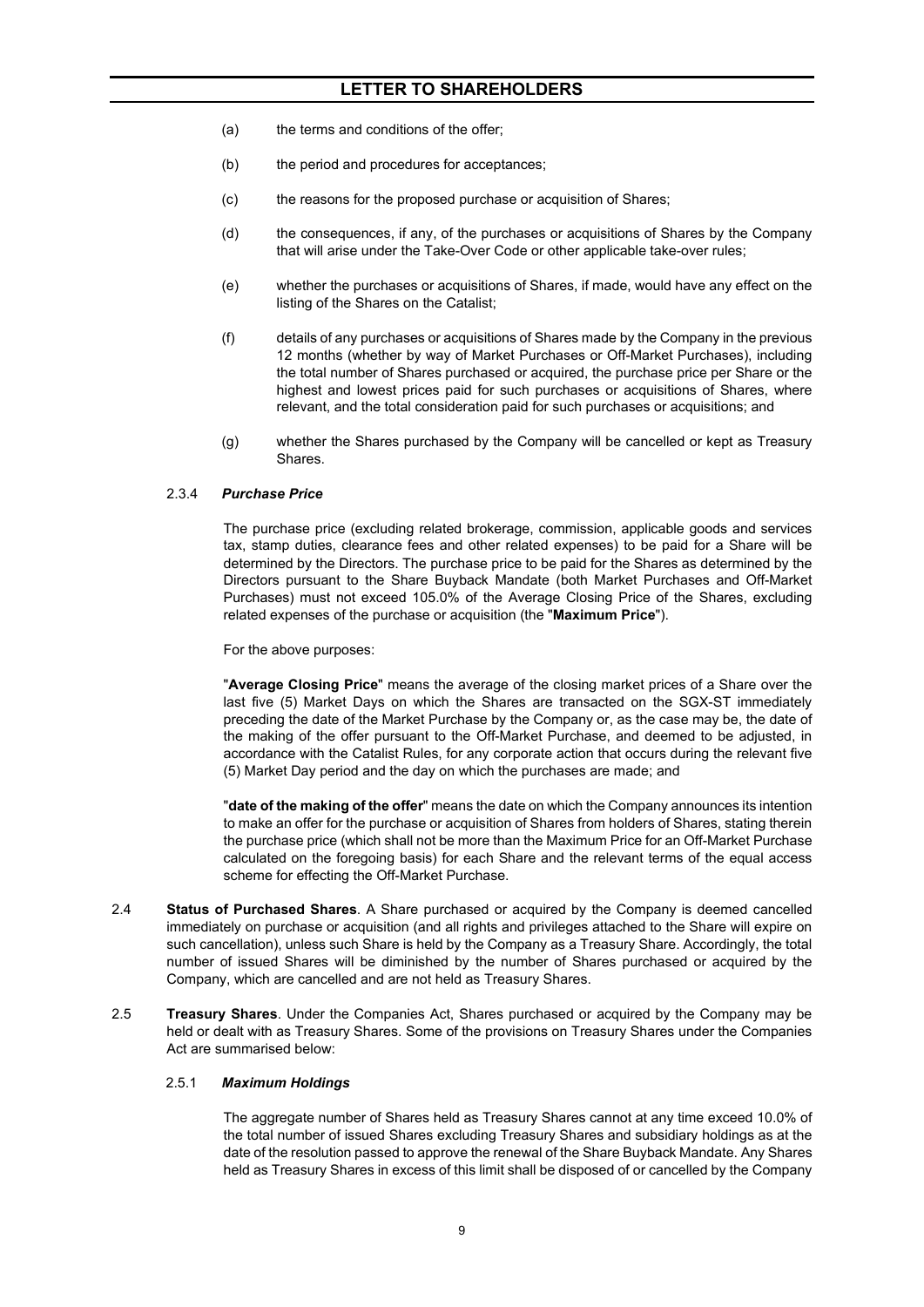(a) the terms and conditions of the offer;

(b) the period and procedures for acceptances;

(c) the reasons for the proposed purchase or acquisition of Shares;

(d) the consequences, if any, of the purchases or acquisitions of Shares by the Company that will arise under the Take-Over Code or other applicable take-over rules;

(e) whether the purchases or acquisitions of Shares, if made, would have any effect on the listing of the Shares on the Catalist;

(f) details of any purchases or acquisitions of Shares made by the Company in the previous 12 months (whether by way of Market Purchases or Off-Market Purchases), including the total number of Shares purchased or acquired, the purchase price per Share or the highest and lowest prices paid for such purchases or acquisitions of Shares, where relevant, and the total consideration paid for such purchases or acquisitions; and

(g) whether the Shares purchased by the Company will be cancelled or kept as Treasury Shares.

2.3.4 ***Purchase Price***

The purchase price (excluding related brokerage, commission, applicable goods and services tax, stamp duties, clearance fees and other related expenses) to be paid for a Share will be determined by the Directors. The purchase price to be paid for the Shares as determined by the Directors pursuant to the Share Buyback Mandate (both Market Purchases and Off-Market Purchases) must not exceed 105.0% of the Average Closing Price of the Shares, excluding related expenses of the purchase or acquisition (the "**Maximum Price**").

For the above purposes:

"**Average Closing Price**" means the average of the closing market prices of a Share over the last five (5) Market Days on which the Shares are transacted on the SGX-ST immediately preceding the date of the Market Purchase by the Company or, as the case may be, the date of the making of the offer pursuant to the Off-Market Purchase, and deemed to be adjusted, in accordance with the Catalist Rules, for any corporate action that occurs during the relevant five (5) Market Day period and the day on which the purchases are made; and

"**date of the making of the offer**" means the date on which the Company announces its intention to make an offer for the purchase or acquisition of Shares from holders of Shares, stating therein the purchase price (which shall not be more than the Maximum Price for an Off-Market Purchase calculated on the foregoing basis) for each Share and the relevant terms of the equal access scheme for effecting the Off-Market Purchase.

2.4 **Status of Purchased Shares**. A Share purchased or acquired by the Company is deemed cancelled immediately on purchase or acquisition (and all rights and privileges attached to the Share will expire on such cancellation), unless such Share is held by the Company as a Treasury Share. Accordingly, the total number of issued Shares will be diminished by the number of Shares purchased or acquired by the Company, which are cancelled and are not held as Treasury Shares.

2.5 **Treasury Shares**. Under the Companies Act, Shares purchased or acquired by the Company may be held or dealt with as Treasury Shares. Some of the provisions on Treasury Shares under the Companies Act are summarised below:

2.5.1 ***Maximum Holdings***

The aggregate number of Shares held as Treasury Shares cannot at any time exceed 10.0% of the total number of issued Shares excluding Treasury Shares and subsidiary holdings as at the date of the resolution passed to approve the renewal of the Share Buyback Mandate. Any Shares held as Treasury Shares in excess of this limit shall be disposed of or cancelled by the Company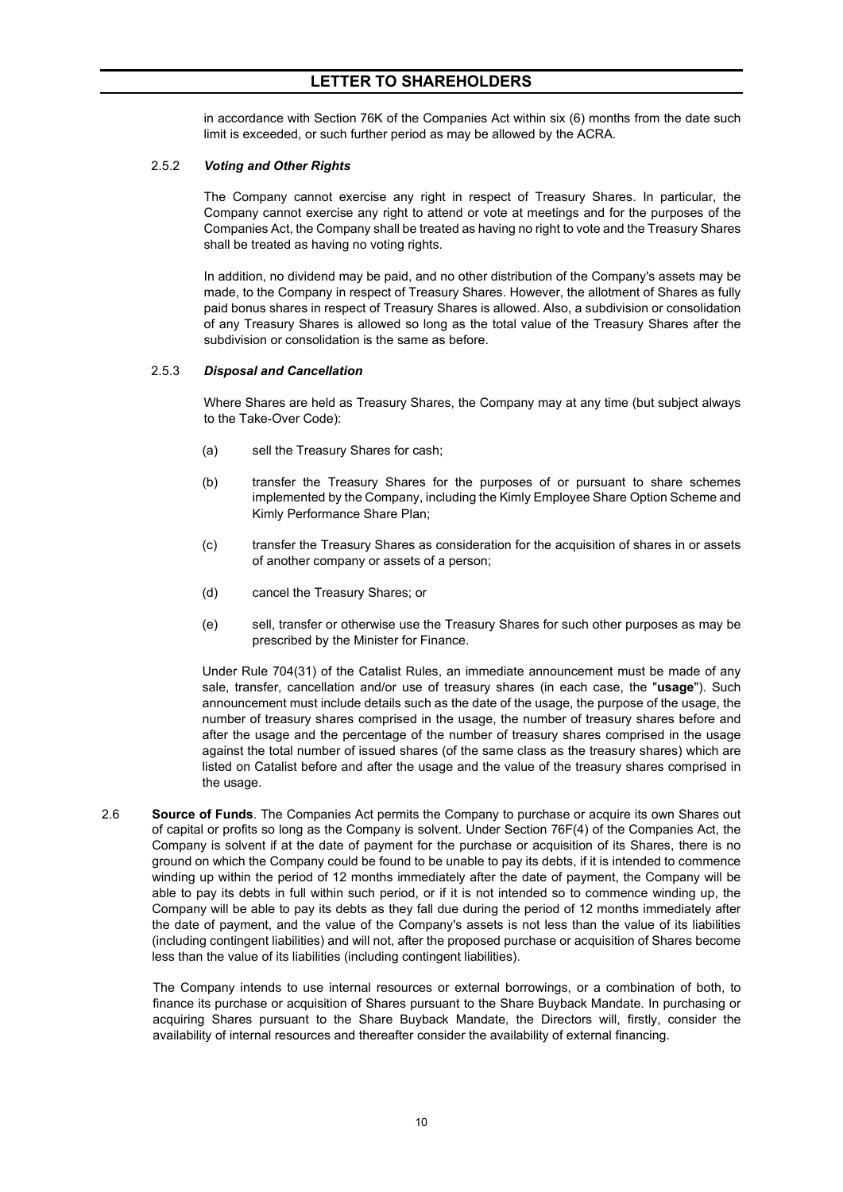in accordance with Section 76K of the Companies Act within six (6) months from the date such limit is exceeded, or such further period as may be allowed by the ACRA.

2.5.2 ***Voting and Other Rights***

The Company cannot exercise any right in respect of Treasury Shares. In particular, the Company cannot exercise any right to attend or vote at meetings and for the purposes of the Companies Act, the Company shall be treated as having no right to vote and the Treasury Shares shall be treated as having no voting rights.

In addition, no dividend may be paid, and no other distribution of the Company's assets may be made, to the Company in respect of Treasury Shares. However, the allotment of Shares as fully paid bonus shares in respect of Treasury Shares is allowed. Also, a subdivision or consolidation of any Treasury Shares is allowed so long as the total value of the Treasury Shares after the subdivision or consolidation is the same as before.

2.5.3 ***Disposal and Cancellation***

Where Shares are held as Treasury Shares, the Company may at any time (but subject always to the Take-Over Code):

(a) sell the Treasury Shares for cash;

(b) transfer the Treasury Shares for the purposes of or pursuant to share schemes implemented by the Company, including the Kimly Employee Share Option Scheme and Kimly Performance Share Plan;

(c) transfer the Treasury Shares as consideration for the acquisition of shares in or assets of another company or assets of a person;

(d) cancel the Treasury Shares; or

(e) sell, transfer or otherwise use the Treasury Shares for such other purposes as may be prescribed by the Minister for Finance.

Under Rule 704(31) of the Catalist Rules, an immediate announcement must be made of any sale, transfer, cancellation and/or use of treasury shares (in each case, the "**usage**"). Such announcement must include details such as the date of the usage, the purpose of the usage, the number of treasury shares comprised in the usage, the number of treasury shares before and after the usage and the percentage of the number of treasury shares comprised in the usage against the total number of issued shares (of the same class as the treasury shares) which are listed on Catalist before and after the usage and the value of the treasury shares comprised in the usage.

2.6 **Source of Funds**. The Companies Act permits the Company to purchase or acquire its own Shares out of capital or profits so long as the Company is solvent. Under Section 76F(4) of the Companies Act, the Company is solvent if at the date of payment for the purchase or acquisition of its Shares, there is no ground on which the Company could be found to be unable to pay its debts, if it is intended to commence winding up within the period of 12 months immediately after the date of payment, the Company will be able to pay its debts in full within such period, or if it is not intended so to commence winding up, the Company will be able to pay its debts as they fall due during the period of 12 months immediately after the date of payment, and the value of the Company's assets is not less than the value of its liabilities (including contingent liabilities) and will not, after the proposed purchase or acquisition of Shares become less than the value of its liabilities (including contingent liabilities).

The Company intends to use internal resources or external borrowings, or a combination of both, to finance its purchase or acquisition of Shares pursuant to the Share Buyback Mandate. In purchasing or acquiring Shares pursuant to the Share Buyback Mandate, the Directors will, firstly, consider the availability of internal resources and thereafter consider the availability of external financing.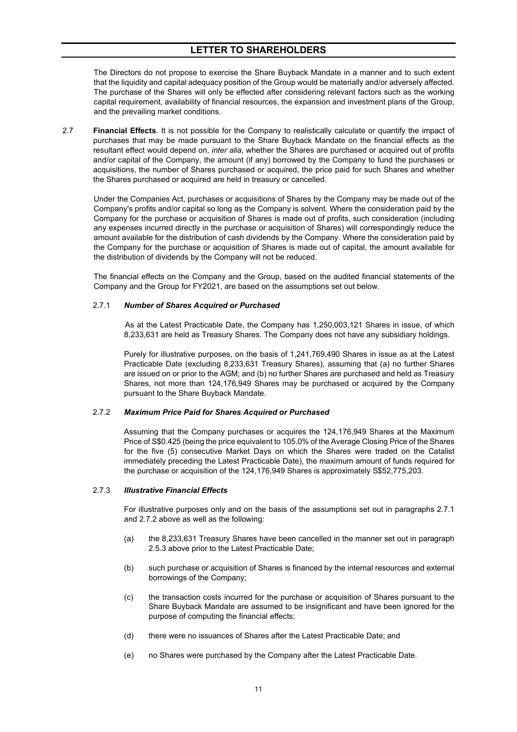The Directors do not propose to exercise the Share Buyback Mandate in a manner and to such extent that the liquidity and capital adequacy position of the Group would be materially and/or adversely affected. The purchase of the Shares will only be effected after considering relevant factors such as the working capital requirement, availability of financial resources, the expansion and investment plans of the Group, and the prevailing market conditions.

2.7 **Financial Effects**. It is not possible for the Company to realistically calculate or quantify the impact of purchases that may be made pursuant to the Share Buyback Mandate on the financial effects as the resultant effect would depend on, *inter alia*, whether the Shares are purchased or acquired out of profits and/or capital of the Company, the amount (if any) borrowed by the Company to fund the purchases or acquisitions, the number of Shares purchased or acquired, the price paid for such Shares and whether the Shares purchased or acquired are held in treasury or cancelled.

Under the Companies Act, purchases or acquisitions of Shares by the Company may be made out of the Company's profits and/or capital so long as the Company is solvent. Where the consideration paid by the Company for the purchase or acquisition of Shares is made out of profits, such consideration (including any expenses incurred directly in the purchase or acquisition of Shares) will correspondingly reduce the amount available for the distribution of cash dividends by the Company. Where the consideration paid by the Company for the purchase or acquisition of Shares is made out of capital, the amount available for the distribution of dividends by the Company will not be reduced.

The financial effects on the Company and the Group, based on the audited financial statements of the Company and the Group for FY2021, are based on the assumptions set out below.

2.7.1 ***Number of Shares Acquired or Purchased***

As at the Latest Practicable Date, the Company has 1,250,003,121 Shares in issue, of which 8,233,631 are held as Treasury Shares. The Company does not have any subsidiary holdings.

Purely for illustrative purposes, on the basis of 1,241,769,490 Shares in issue as at the Latest Practicable Date (excluding 8,233,631 Treasury Shares), assuming that (a) no further Shares are issued on or prior to the AGM; and (b) no further Shares are purchased and held as Treasury Shares, not more than 124,176,949 Shares may be purchased or acquired by the Company pursuant to the Share Buyback Mandate.

2.7.2 ***Maximum Price Paid for Shares Acquired or Purchased***

Assuming that the Company purchases or acquires the 124,176,949 Shares at the Maximum Price of S$0.425 (being the price equivalent to 105.0% of the Average Closing Price of the Shares for the five (5) consecutive Market Days on which the Shares were traded on the Catalist immediately preceding the Latest Practicable Date), the maximum amount of funds required for the purchase or acquisition of the 124,176,949 Shares is approximately S$52,775,203.

2.7.3 ***Illustrative Financial Effects***

For illustrative purposes only and on the basis of the assumptions set out in paragraphs 2.7.1 and 2.7.2 above as well as the following:

(a) the 8,233,631 Treasury Shares have been cancelled in the manner set out in paragraph 2.5.3 above prior to the Latest Practicable Date;

(b) such purchase or acquisition of Shares is financed by the internal resources and external borrowings of the Company;

(c) the transaction costs incurred for the purchase or acquisition of Shares pursuant to the Share Buyback Mandate are assumed to be insignificant and have been ignored for the purpose of computing the financial effects;

(d) there were no issuances of Shares after the Latest Practicable Date; and

(e) no Shares were purchased by the Company after the Latest Practicable Date.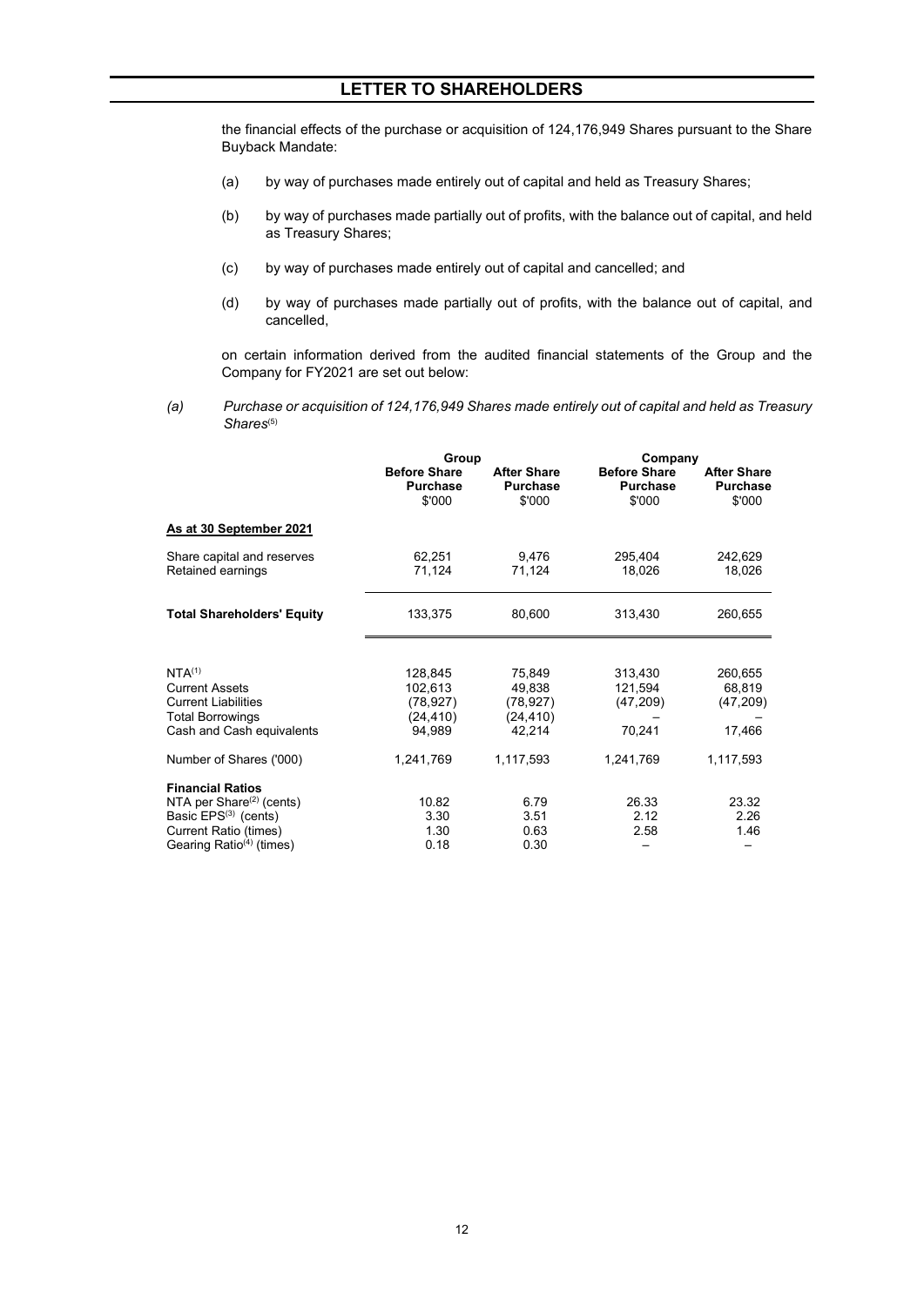the financial effects of the purchase or acquisition of 124,176,949 Shares pursuant to the Share Buyback Mandate:

(a) by way of purchases made entirely out of capital and held as Treasury Shares;

(b) by way of purchases made partially out of profits, with the balance out of capital, and held as Treasury Shares;

(c) by way of purchases made entirely out of capital and cancelled; and

(d) by way of purchases made partially out of profits, with the balance out of capital, and cancelled,

on certain information derived from the audited financial statements of the Group and the Company for FY2021 are set out below:

*(a) Purchase or acquisition of 124,176,949 Shares made entirely out of capital and held as Treasury Shares*[5]

| | Group | | Company | |
|---|---|---|---|---|
| | **Before Share Purchase** $'000 | **After Share Purchase** $'000 | **Before Share Purchase** $'000 | **After Share Purchase** $'000 |
| **As at 30 September 2021** | | | | |
| Share capital and reserves | 62,251 | 9,476 | 295,404 | 242,629 |
| Retained earnings | 71,124 | 71,124 | 18,026 | 18,026 |
| **Total Shareholders' Equity** | 133,375 | 80,600 | 313,430 | 260,655 |
| NTA[1] | 128,845 | 75,849 | 313,430 | 260,655 |
| Current Assets | 102,613 | 49,838 | 121,594 | 68,819 |
| Current Liabilities | (78,927) | (78,927) | (47,209) | (47,209) |
| Total Borrowings | (24,410) | (24,410) | – | – |
| Cash and Cash equivalents | 94,989 | 42,214 | 70,241 | 17,466 |
| Number of Shares ('000) | 1,241,769 | 1,117,593 | 1,241,769 | 1,117,593 |
| **Financial Ratios** | | | | |
| NTA per Share[2] (cents) | 10.82 | 6.79 | 26.33 | 23.32 |
| Basic EPS[3] (cents) | 3.30 | 3.51 | 2.12 | 2.26 |
| Current Ratio (times) | 1.30 | 0.63 | 2.58 | 1.46 |
| Gearing Ratio[4] (times) | 0.18 | 0.30 | – | – |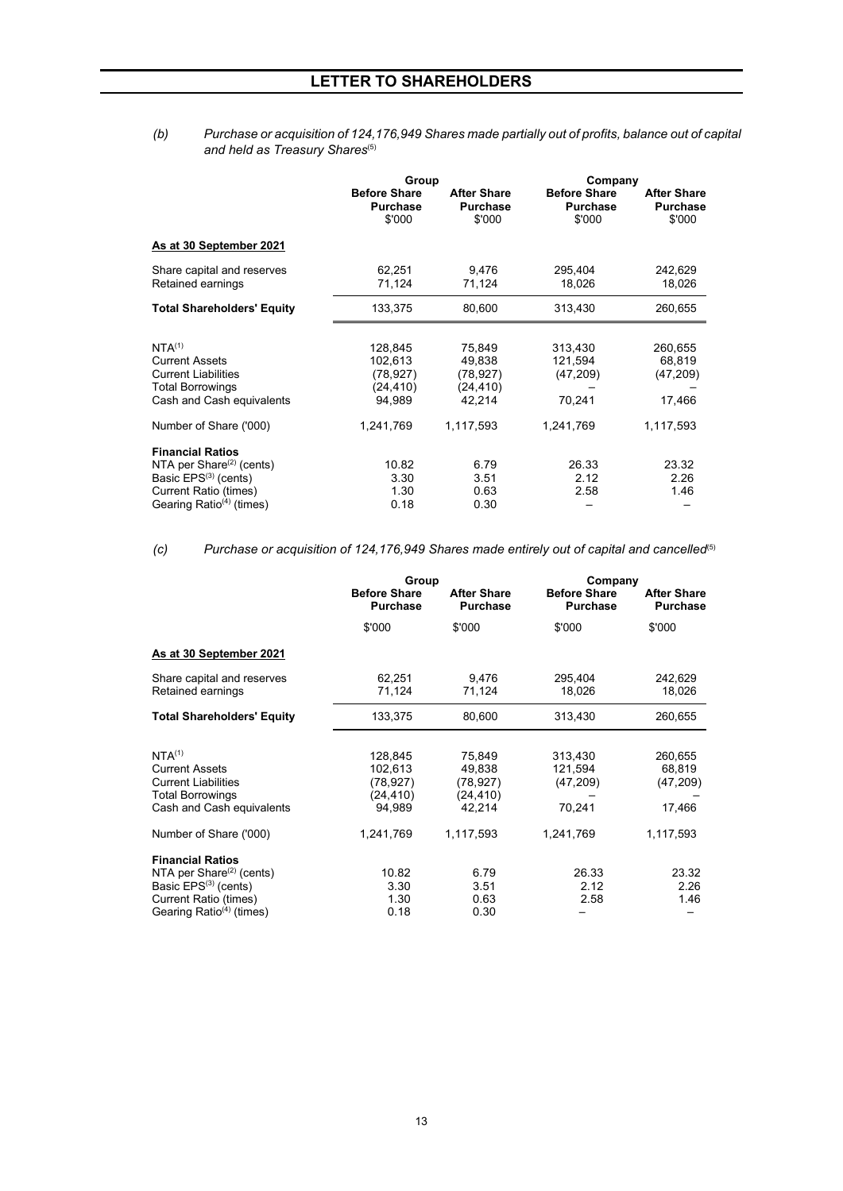*(b) Purchase or acquisition of 124,176,949 Shares made partially out of profits, balance out of capital and held as Treasury Shares*[(5)]

| | Group | | Company | |
|---|---|---|---|---|
| | Before Share Purchase $'000 | After Share Purchase $'000 | Before Share Purchase $'000 | After Share Purchase $'000 |
| **As at 30 September 2021** | | | | |
| Share capital and reserves | 62,251 | 9,476 | 295,404 | 242,629 |
| Retained earnings | 71,124 | 71,124 | 18,026 | 18,026 |
| **Total Shareholders' Equity** | 133,375 | 80,600 | 313,430 | 260,655 |
| NTA[(1)] | 128,845 | 75,849 | 313,430 | 260,655 |
| Current Assets | 102,613 | 49,838 | 121,594 | 68,819 |
| Current Liabilities | (78,927) | (78,927) | (47,209) | (47,209) |
| Total Borrowings | (24,410) | (24,410) | – | – |
| Cash and Cash equivalents | 94,989 | 42,214 | 70,241 | 17,466 |
| Number of Share ('000) | 1,241,769 | 1,117,593 | 1,241,769 | 1,117,593 |
| **Financial Ratios** | | | | |
| NTA per Share[(2)] (cents) | 10.82 | 6.79 | 26.33 | 23.32 |
| Basic EPS[(3)] (cents) | 3.30 | 3.51 | 2.12 | 2.26 |
| Current Ratio (times) | 1.30 | 0.63 | 2.58 | 1.46 |
| Gearing Ratio[(4)] (times) | 0.18 | 0.30 | – | – |

*(c) Purchase or acquisition of 124,176,949 Shares made entirely out of capital and cancelled*[(5)]

| | Group | | Company | |
|---|---|---|---|---|
| | Before Share Purchase | After Share Purchase | Before Share Purchase | After Share Purchase |
| | $'000 | $'000 | $'000 | $'000 |
| **As at 30 September 2021** | | | | |
| Share capital and reserves | 62,251 | 9,476 | 295,404 | 242,629 |
| Retained earnings | 71,124 | 71,124 | 18,026 | 18,026 |
| **Total Shareholders' Equity** | 133,375 | 80,600 | 313,430 | 260,655 |
| NTA[(1)] | 128,845 | 75,849 | 313,430 | 260,655 |
| Current Assets | 102,613 | 49,838 | 121,594 | 68,819 |
| Current Liabilities | (78,927) | (78,927) | (47,209) | (47,209) |
| Total Borrowings | (24,410) | (24,410) | – | – |
| Cash and Cash equivalents | 94,989 | 42,214 | 70,241 | 17,466 |
| Number of Share ('000) | 1,241,769 | 1,117,593 | 1,241,769 | 1,117,593 |
| **Financial Ratios** | | | | |
| NTA per Share[(2)] (cents) | 10.82 | 6.79 | 26.33 | 23.32 |
| Basic EPS[(3)] (cents) | 3.30 | 3.51 | 2.12 | 2.26 |
| Current Ratio (times) | 1.30 | 0.63 | 2.58 | 1.46 |
| Gearing Ratio[(4)] (times) | 0.18 | 0.30 | – | – |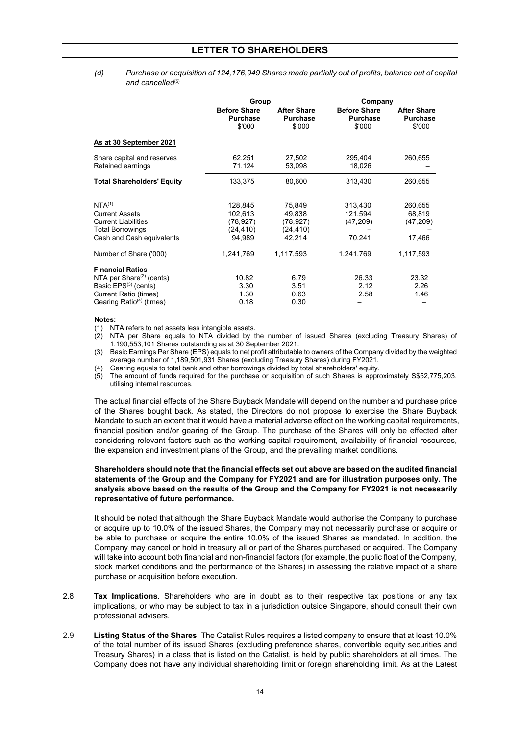*(d) Purchase or acquisition of 124,176,949 Shares made partially out of profits, balance out of capital and cancelled*[5]

| | Group | | Company | |
|---|---|---|---|---|
| | **Before Share Purchase** $'000 | **After Share Purchase** $'000 | **Before Share Purchase** $'000 | **After Share Purchase** $'000 |
| **As at 30 September 2021** | | | | |
| Share capital and reserves | 62,251 | 27,502 | 295,404 | 260,655 |
| Retained earnings | 71,124 | 53,098 | 18,026 | – |
| **Total Shareholders' Equity** | 133,375 | 80,600 | 313,430 | 260,655 |
| NTA[1] | 128,845 | 75,849 | 313,430 | 260,655 |
| Current Assets | 102,613 | 49,838 | 121,594 | 68,819 |
| Current Liabilities | (78,927) | (78,927) | (47,209) | (47,209) |
| Total Borrowings | (24,410) | (24,410) | – | – |
| Cash and Cash equivalents | 94,989 | 42,214 | 70,241 | 17,466 |
| Number of Share ('000) | 1,241,769 | 1,117,593 | 1,241,769 | 1,117,593 |
| **Financial Ratios** | | | | |
| NTA per Share[2] (cents) | 10.82 | 6.79 | 26.33 | 23.32 |
| Basic EPS[3] (cents) | 3.30 | 3.51 | 2.12 | 2.26 |
| Current Ratio (times) | 1.30 | 0.63 | 2.58 | 1.46 |
| Gearing Ratio[4] (times) | 0.18 | 0.30 | – | – |

**Notes:**

(1) NTA refers to net assets less intangible assets.

(2) NTA per Share equals to NTA divided by the number of issued Shares (excluding Treasury Shares) of 1,190,553,101 Shares outstanding as at 30 September 2021.

(3) Basic Earnings Per Share (EPS) equals to net profit attributable to owners of the Company divided by the weighted average number of 1,189,501,931 Shares (excluding Treasury Shares) during FY2021.

(4) Gearing equals to total bank and other borrowings divided by total shareholders' equity.

(5) The amount of funds required for the purchase or acquisition of such Shares is approximately S$52,775,203, utilising internal resources.

The actual financial effects of the Share Buyback Mandate will depend on the number and purchase price of the Shares bought back. As stated, the Directors do not propose to exercise the Share Buyback Mandate to such an extent that it would have a material adverse effect on the working capital requirements, financial position and/or gearing of the Group. The purchase of the Shares will only be effected after considering relevant factors such as the working capital requirement, availability of financial resources, the expansion and investment plans of the Group, and the prevailing market conditions.

**Shareholders should note that the financial effects set out above are based on the audited financial statements of the Group and the Company for FY2021 and are for illustration purposes only. The analysis above based on the results of the Group and the Company for FY2021 is not necessarily representative of future performance.**

It should be noted that although the Share Buyback Mandate would authorise the Company to purchase or acquire up to 10.0% of the issued Shares, the Company may not necessarily purchase or acquire or be able to purchase or acquire the entire 10.0% of the issued Shares as mandated. In addition, the Company may cancel or hold in treasury all or part of the Shares purchased or acquired. The Company will take into account both financial and non-financial factors (for example, the public float of the Company, stock market conditions and the performance of the Shares) in assessing the relative impact of a share purchase or acquisition before execution.

2.8 **Tax Implications**. Shareholders who are in doubt as to their respective tax positions or any tax implications, or who may be subject to tax in a jurisdiction outside Singapore, should consult their own professional advisers.

2.9 **Listing Status of the Shares**. The Catalist Rules requires a listed company to ensure that at least 10.0% of the total number of its issued Shares (excluding preference shares, convertible equity securities and Treasury Shares) in a class that is listed on the Catalist, is held by public shareholders at all times. The Company does not have any individual shareholding limit or foreign shareholding limit. As at the Latest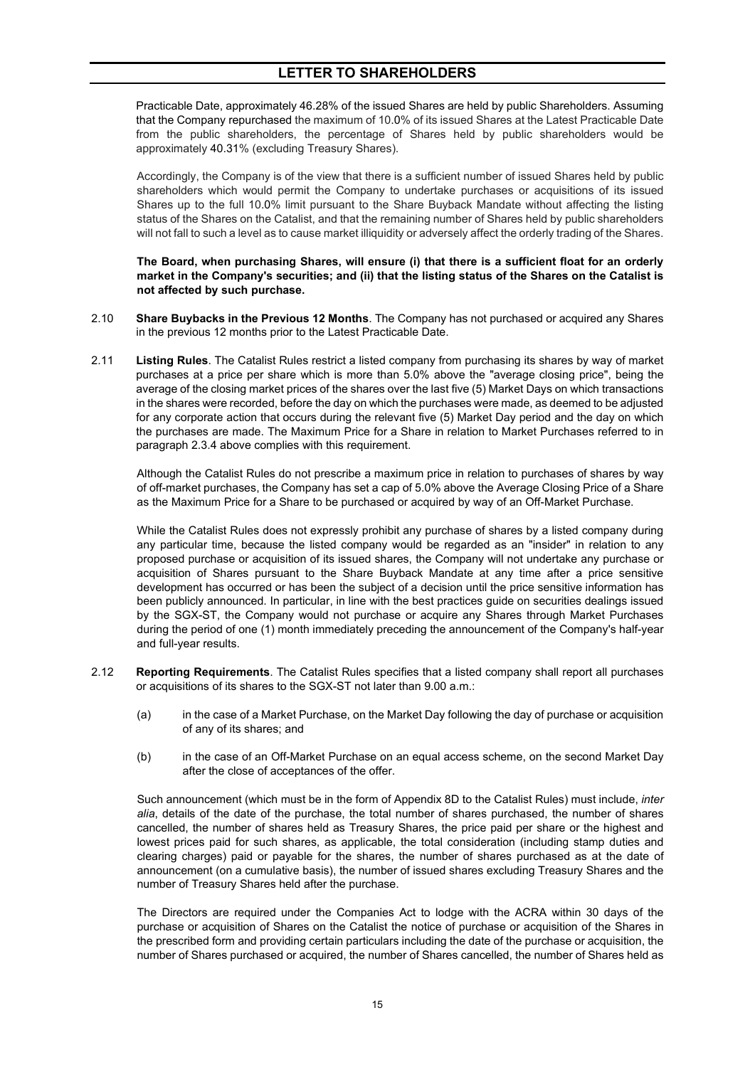Practicable Date, approximately 46.28% of the issued Shares are held by public Shareholders. Assuming that the Company repurchased the maximum of 10.0% of its issued Shares at the Latest Practicable Date from the public shareholders, the percentage of Shares held by public shareholders would be approximately 40.31% (excluding Treasury Shares).

Accordingly, the Company is of the view that there is a sufficient number of issued Shares held by public shareholders which would permit the Company to undertake purchases or acquisitions of its issued Shares up to the full 10.0% limit pursuant to the Share Buyback Mandate without affecting the listing status of the Shares on the Catalist, and that the remaining number of Shares held by public shareholders will not fall to such a level as to cause market illiquidity or adversely affect the orderly trading of the Shares.

**The Board, when purchasing Shares, will ensure (i) that there is a sufficient float for an orderly market in the Company's securities; and (ii) that the listing status of the Shares on the Catalist is not affected by such purchase.**

2.10 **Share Buybacks in the Previous 12 Months**. The Company has not purchased or acquired any Shares in the previous 12 months prior to the Latest Practicable Date.

2.11 **Listing Rules**. The Catalist Rules restrict a listed company from purchasing its shares by way of market purchases at a price per share which is more than 5.0% above the "average closing price", being the average of the closing market prices of the shares over the last five (5) Market Days on which transactions in the shares were recorded, before the day on which the purchases were made, as deemed to be adjusted for any corporate action that occurs during the relevant five (5) Market Day period and the day on which the purchases are made. The Maximum Price for a Share in relation to Market Purchases referred to in paragraph 2.3.4 above complies with this requirement.

Although the Catalist Rules do not prescribe a maximum price in relation to purchases of shares by way of off-market purchases, the Company has set a cap of 5.0% above the Average Closing Price of a Share as the Maximum Price for a Share to be purchased or acquired by way of an Off-Market Purchase.

While the Catalist Rules does not expressly prohibit any purchase of shares by a listed company during any particular time, because the listed company would be regarded as an "insider" in relation to any proposed purchase or acquisition of its issued shares, the Company will not undertake any purchase or acquisition of Shares pursuant to the Share Buyback Mandate at any time after a price sensitive development has occurred or has been the subject of a decision until the price sensitive information has been publicly announced. In particular, in line with the best practices guide on securities dealings issued by the SGX-ST, the Company would not purchase or acquire any Shares through Market Purchases during the period of one (1) month immediately preceding the announcement of the Company's half-year and full-year results.

2.12 **Reporting Requirements**. The Catalist Rules specifies that a listed company shall report all purchases or acquisitions of its shares to the SGX-ST not later than 9.00 a.m.:

(a) in the case of a Market Purchase, on the Market Day following the day of purchase or acquisition of any of its shares; and

(b) in the case of an Off-Market Purchase on an equal access scheme, on the second Market Day after the close of acceptances of the offer.

Such announcement (which must be in the form of Appendix 8D to the Catalist Rules) must include, *inter alia*, details of the date of the purchase, the total number of shares purchased, the number of shares cancelled, the number of shares held as Treasury Shares, the price paid per share or the highest and lowest prices paid for such shares, as applicable, the total consideration (including stamp duties and clearing charges) paid or payable for the shares, the number of shares purchased as at the date of announcement (on a cumulative basis), the number of issued shares excluding Treasury Shares and the number of Treasury Shares held after the purchase.

The Directors are required under the Companies Act to lodge with the ACRA within 30 days of the purchase or acquisition of Shares on the Catalist the notice of purchase or acquisition of the Shares in the prescribed form and providing certain particulars including the date of the purchase or acquisition, the number of Shares purchased or acquired, the number of Shares cancelled, the number of Shares held as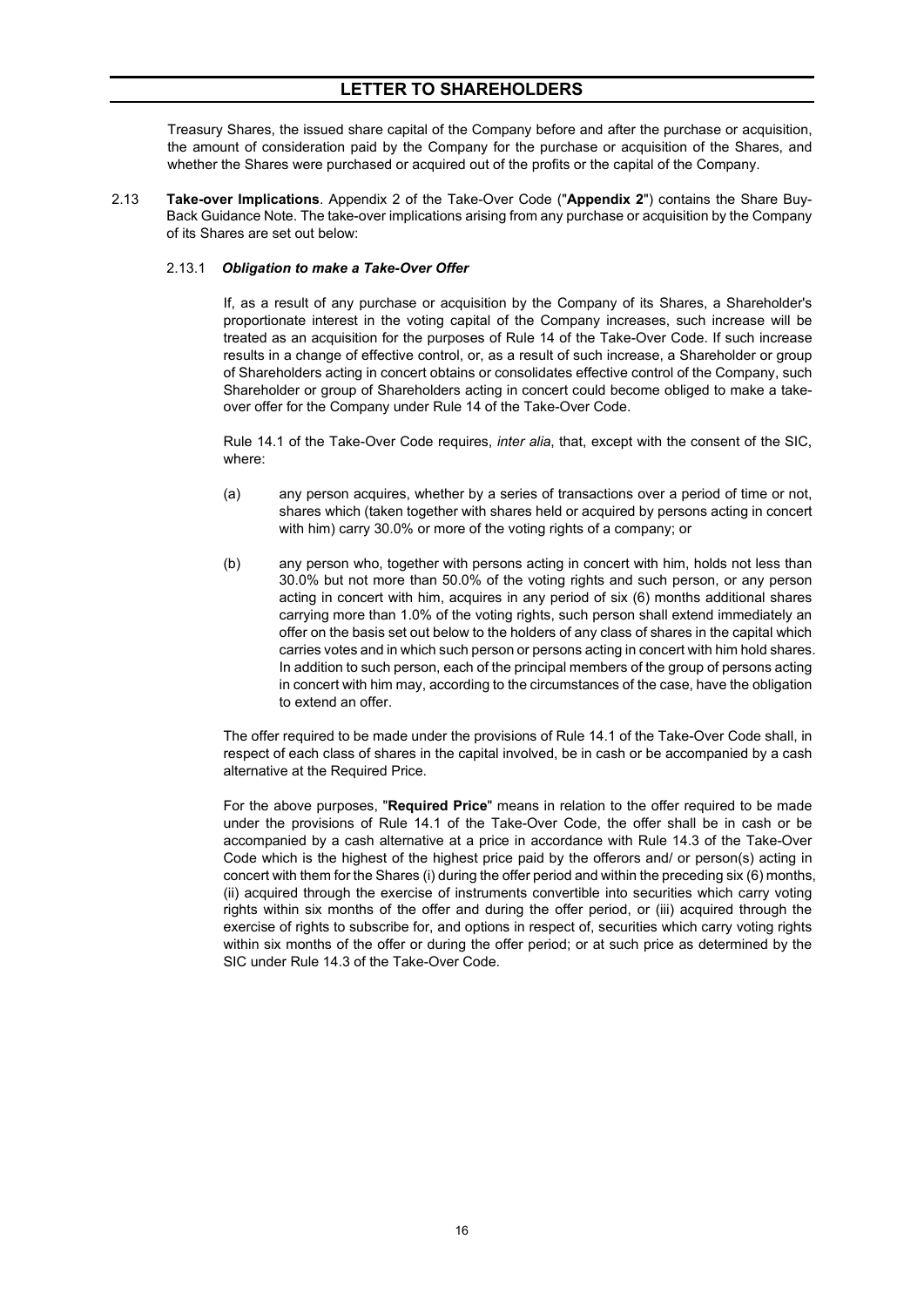Treasury Shares, the issued share capital of the Company before and after the purchase or acquisition, the amount of consideration paid by the Company for the purchase or acquisition of the Shares, and whether the Shares were purchased or acquired out of the profits or the capital of the Company.

2.13 **Take-over Implications**. Appendix 2 of the Take-Over Code ("**Appendix 2**") contains the Share Buy-Back Guidance Note. The take-over implications arising from any purchase or acquisition by the Company of its Shares are set out below:

2.13.1 ***Obligation to make a Take-Over Offer***

If, as a result of any purchase or acquisition by the Company of its Shares, a Shareholder's proportionate interest in the voting capital of the Company increases, such increase will be treated as an acquisition for the purposes of Rule 14 of the Take-Over Code. If such increase results in a change of effective control, or, as a result of such increase, a Shareholder or group of Shareholders acting in concert obtains or consolidates effective control of the Company, such Shareholder or group of Shareholders acting in concert could become obliged to make a take-over offer for the Company under Rule 14 of the Take-Over Code.

Rule 14.1 of the Take-Over Code requires, *inter alia*, that, except with the consent of the SIC, where:

(a) any person acquires, whether by a series of transactions over a period of time or not, shares which (taken together with shares held or acquired by persons acting in concert with him) carry 30.0% or more of the voting rights of a company; or

(b) any person who, together with persons acting in concert with him, holds not less than 30.0% but not more than 50.0% of the voting rights and such person, or any person acting in concert with him, acquires in any period of six (6) months additional shares carrying more than 1.0% of the voting rights, such person shall extend immediately an offer on the basis set out below to the holders of any class of shares in the capital which carries votes and in which such person or persons acting in concert with him hold shares. In addition to such person, each of the principal members of the group of persons acting in concert with him may, according to the circumstances of the case, have the obligation to extend an offer.

The offer required to be made under the provisions of Rule 14.1 of the Take-Over Code shall, in respect of each class of shares in the capital involved, be in cash or be accompanied by a cash alternative at the Required Price.

For the above purposes, "**Required Price**" means in relation to the offer required to be made under the provisions of Rule 14.1 of the Take-Over Code, the offer shall be in cash or be accompanied by a cash alternative at a price in accordance with Rule 14.3 of the Take-Over Code which is the highest of the highest price paid by the offerors and/ or person(s) acting in concert with them for the Shares (i) during the offer period and within the preceding six (6) months, (ii) acquired through the exercise of instruments convertible into securities which carry voting rights within six months of the offer and during the offer period, or (iii) acquired through the exercise of rights to subscribe for, and options in respect of, securities which carry voting rights within six months of the offer or during the offer period; or at such price as determined by the SIC under Rule 14.3 of the Take-Over Code.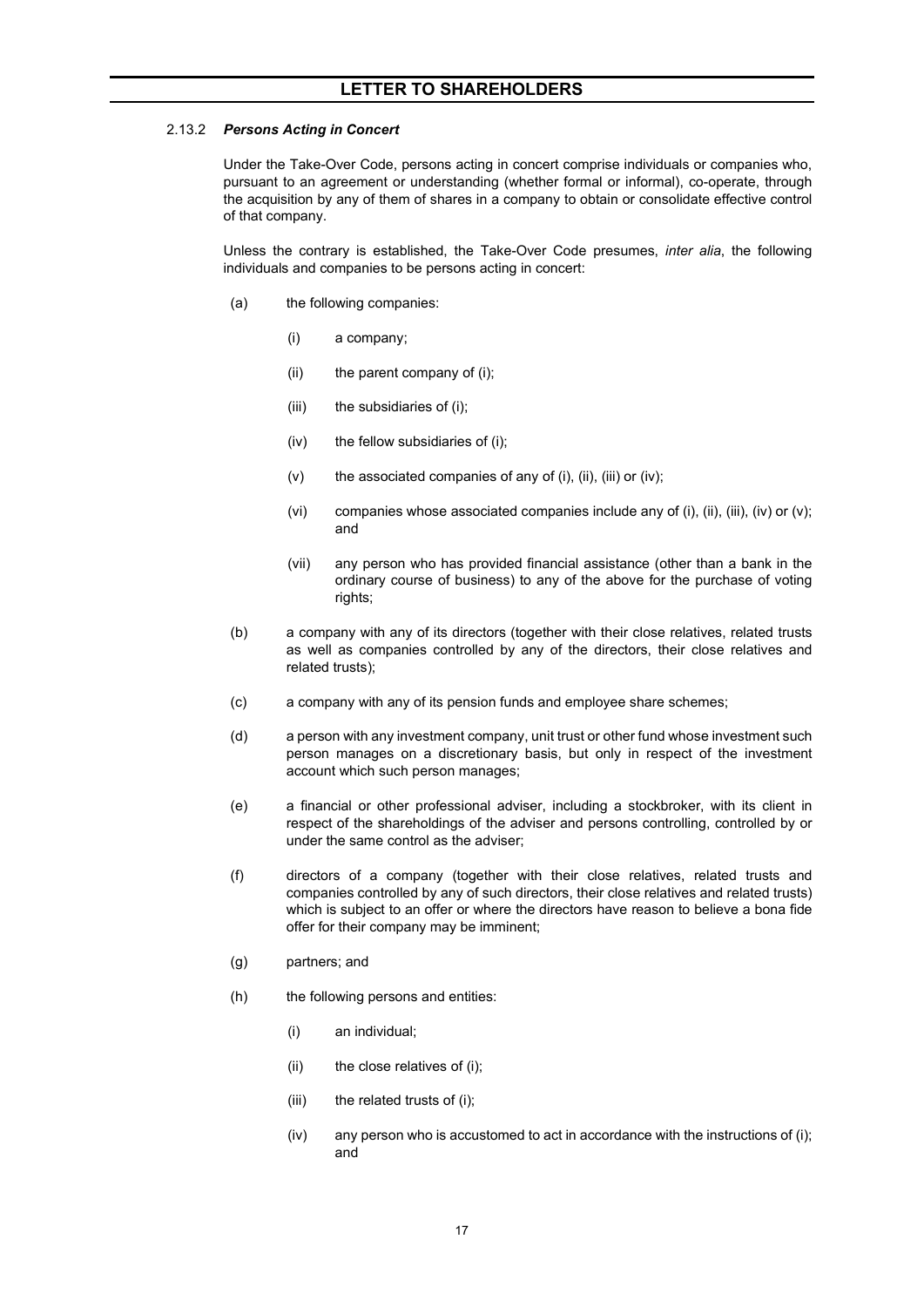#### 2.13.2 *Persons Acting in Concert*

Under the Take-Over Code, persons acting in concert comprise individuals or companies who, pursuant to an agreement or understanding (whether formal or informal), co-operate, through the acquisition by any of them of shares in a company to obtain or consolidate effective control of that company.

Unless the contrary is established, the Take-Over Code presumes, *inter alia*, the following individuals and companies to be persons acting in concert:

(a) the following companies:

 (i) a company;

 (ii) the parent company of (i);

 (iii) the subsidiaries of (i);

 (iv) the fellow subsidiaries of (i);

 (v) the associated companies of any of (i), (ii), (iii) or (iv);

 (vi) companies whose associated companies include any of (i), (ii), (iii), (iv) or (v); and

 (vii) any person who has provided financial assistance (other than a bank in the ordinary course of business) to any of the above for the purchase of voting rights;

(b) a company with any of its directors (together with their close relatives, related trusts as well as companies controlled by any of the directors, their close relatives and related trusts);

(c) a company with any of its pension funds and employee share schemes;

(d) a person with any investment company, unit trust or other fund whose investment such person manages on a discretionary basis, but only in respect of the investment account which such person manages;

(e) a financial or other professional adviser, including a stockbroker, with its client in respect of the shareholdings of the adviser and persons controlling, controlled by or under the same control as the adviser;

(f) directors of a company (together with their close relatives, related trusts and companies controlled by any of such directors, their close relatives and related trusts) which is subject to an offer or where the directors have reason to believe a bona fide offer for their company may be imminent;

(g) partners; and

(h) the following persons and entities:

 (i) an individual;

 (ii) the close relatives of (i);

 (iii) the related trusts of (i);

 (iv) any person who is accustomed to act in accordance with the instructions of (i); and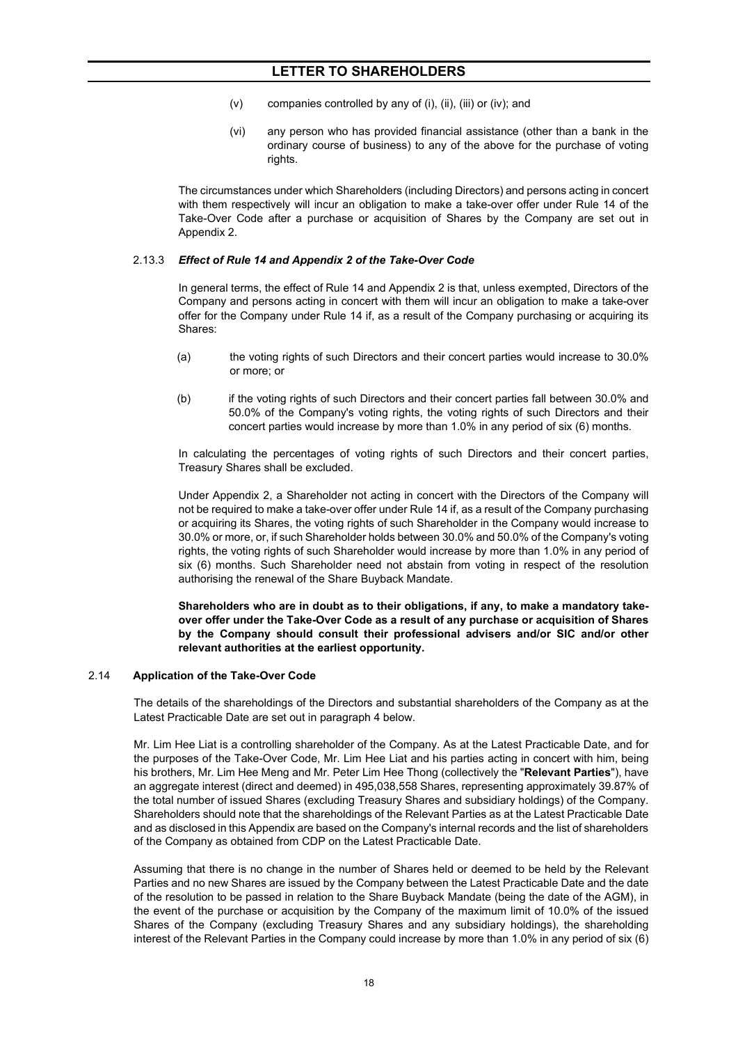(v) companies controlled by any of (i), (ii), (iii) or (iv); and

(vi) any person who has provided financial assistance (other than a bank in the ordinary course of business) to any of the above for the purchase of voting rights.

The circumstances under which Shareholders (including Directors) and persons acting in concert with them respectively will incur an obligation to make a take-over offer under Rule 14 of the Take-Over Code after a purchase or acquisition of Shares by the Company are set out in Appendix 2.

#### 2.13.3 *Effect of Rule 14 and Appendix 2 of the Take-Over Code*

In general terms, the effect of Rule 14 and Appendix 2 is that, unless exempted, Directors of the Company and persons acting in concert with them will incur an obligation to make a take-over offer for the Company under Rule 14 if, as a result of the Company purchasing or acquiring its Shares:

(a) the voting rights of such Directors and their concert parties would increase to 30.0% or more; or

(b) if the voting rights of such Directors and their concert parties fall between 30.0% and 50.0% of the Company's voting rights, the voting rights of such Directors and their concert parties would increase by more than 1.0% in any period of six (6) months.

In calculating the percentages of voting rights of such Directors and their concert parties, Treasury Shares shall be excluded.

Under Appendix 2, a Shareholder not acting in concert with the Directors of the Company will not be required to make a take-over offer under Rule 14 if, as a result of the Company purchasing or acquiring its Shares, the voting rights of such Shareholder in the Company would increase to 30.0% or more, or, if such Shareholder holds between 30.0% and 50.0% of the Company's voting rights, the voting rights of such Shareholder would increase by more than 1.0% in any period of six (6) months. Such Shareholder need not abstain from voting in respect of the resolution authorising the renewal of the Share Buyback Mandate.

**Shareholders who are in doubt as to their obligations, if any, to make a mandatory take-over offer under the Take-Over Code as a result of any purchase or acquisition of Shares by the Company should consult their professional advisers and/or SIC and/or other relevant authorities at the earliest opportunity.**

### 2.14 Application of the Take-Over Code

The details of the shareholdings of the Directors and substantial shareholders of the Company as at the Latest Practicable Date are set out in paragraph 4 below.

Mr. Lim Hee Liat is a controlling shareholder of the Company. As at the Latest Practicable Date, and for the purposes of the Take-Over Code, Mr. Lim Hee Liat and his parties acting in concert with him, being his brothers, Mr. Lim Hee Meng and Mr. Peter Lim Hee Thong (collectively the "**Relevant Parties**"), have an aggregate interest (direct and deemed) in 495,038,558 Shares, representing approximately 39.87% of the total number of issued Shares (excluding Treasury Shares and subsidiary holdings) of the Company. Shareholders should note that the shareholdings of the Relevant Parties as at the Latest Practicable Date and as disclosed in this Appendix are based on the Company's internal records and the list of shareholders of the Company as obtained from CDP on the Latest Practicable Date.

Assuming that there is no change in the number of Shares held or deemed to be held by the Relevant Parties and no new Shares are issued by the Company between the Latest Practicable Date and the date of the resolution to be passed in relation to the Share Buyback Mandate (being the date of the AGM), in the event of the purchase or acquisition by the Company of the maximum limit of 10.0% of the issued Shares of the Company (excluding Treasury Shares and any subsidiary holdings), the shareholding interest of the Relevant Parties in the Company could increase by more than 1.0% in any period of six (6)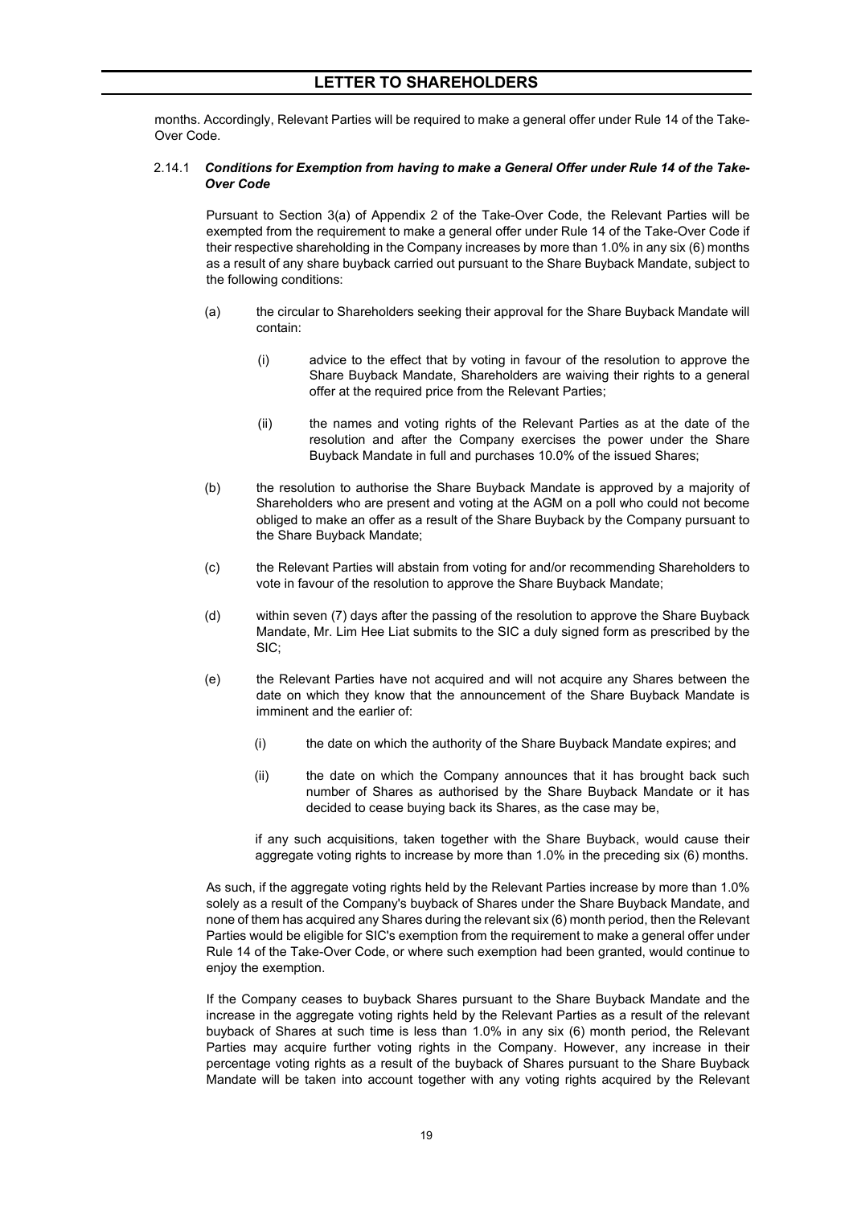months. Accordingly, Relevant Parties will be required to make a general offer under Rule 14 of the Take-Over Code.

### 2.14.1 *Conditions for Exemption from having to make a General Offer under Rule 14 of the Take-Over Code*

Pursuant to Section 3(a) of Appendix 2 of the Take-Over Code, the Relevant Parties will be exempted from the requirement to make a general offer under Rule 14 of the Take-Over Code if their respective shareholding in the Company increases by more than 1.0% in any six (6) months as a result of any share buyback carried out pursuant to the Share Buyback Mandate, subject to the following conditions:

(a) the circular to Shareholders seeking their approval for the Share Buyback Mandate will contain:

   (i) advice to the effect that by voting in favour of the resolution to approve the Share Buyback Mandate, Shareholders are waiving their rights to a general offer at the required price from the Relevant Parties;

   (ii) the names and voting rights of the Relevant Parties as at the date of the resolution and after the Company exercises the power under the Share Buyback Mandate in full and purchases 10.0% of the issued Shares;

(b) the resolution to authorise the Share Buyback Mandate is approved by a majority of Shareholders who are present and voting at the AGM on a poll who could not become obliged to make an offer as a result of the Share Buyback by the Company pursuant to the Share Buyback Mandate;

(c) the Relevant Parties will abstain from voting for and/or recommending Shareholders to vote in favour of the resolution to approve the Share Buyback Mandate;

(d) within seven (7) days after the passing of the resolution to approve the Share Buyback Mandate, Mr. Lim Hee Liat submits to the SIC a duly signed form as prescribed by the SIC;

(e) the Relevant Parties have not acquired and will not acquire any Shares between the date on which they know that the announcement of the Share Buyback Mandate is imminent and the earlier of:

   (i) the date on which the authority of the Share Buyback Mandate expires; and

   (ii) the date on which the Company announces that it has brought back such number of Shares as authorised by the Share Buyback Mandate or it has decided to cease buying back its Shares, as the case may be,

   if any such acquisitions, taken together with the Share Buyback, would cause their aggregate voting rights to increase by more than 1.0% in the preceding six (6) months.

As such, if the aggregate voting rights held by the Relevant Parties increase by more than 1.0% solely as a result of the Company's buyback of Shares under the Share Buyback Mandate, and none of them has acquired any Shares during the relevant six (6) month period, then the Relevant Parties would be eligible for SIC's exemption from the requirement to make a general offer under Rule 14 of the Take-Over Code, or where such exemption had been granted, would continue to enjoy the exemption.

If the Company ceases to buyback Shares pursuant to the Share Buyback Mandate and the increase in the aggregate voting rights held by the Relevant Parties as a result of the relevant buyback of Shares at such time is less than 1.0% in any six (6) month period, the Relevant Parties may acquire further voting rights in the Company. However, any increase in their percentage voting rights as a result of the buyback of Shares pursuant to the Share Buyback Mandate will be taken into account together with any voting rights acquired by the Relevant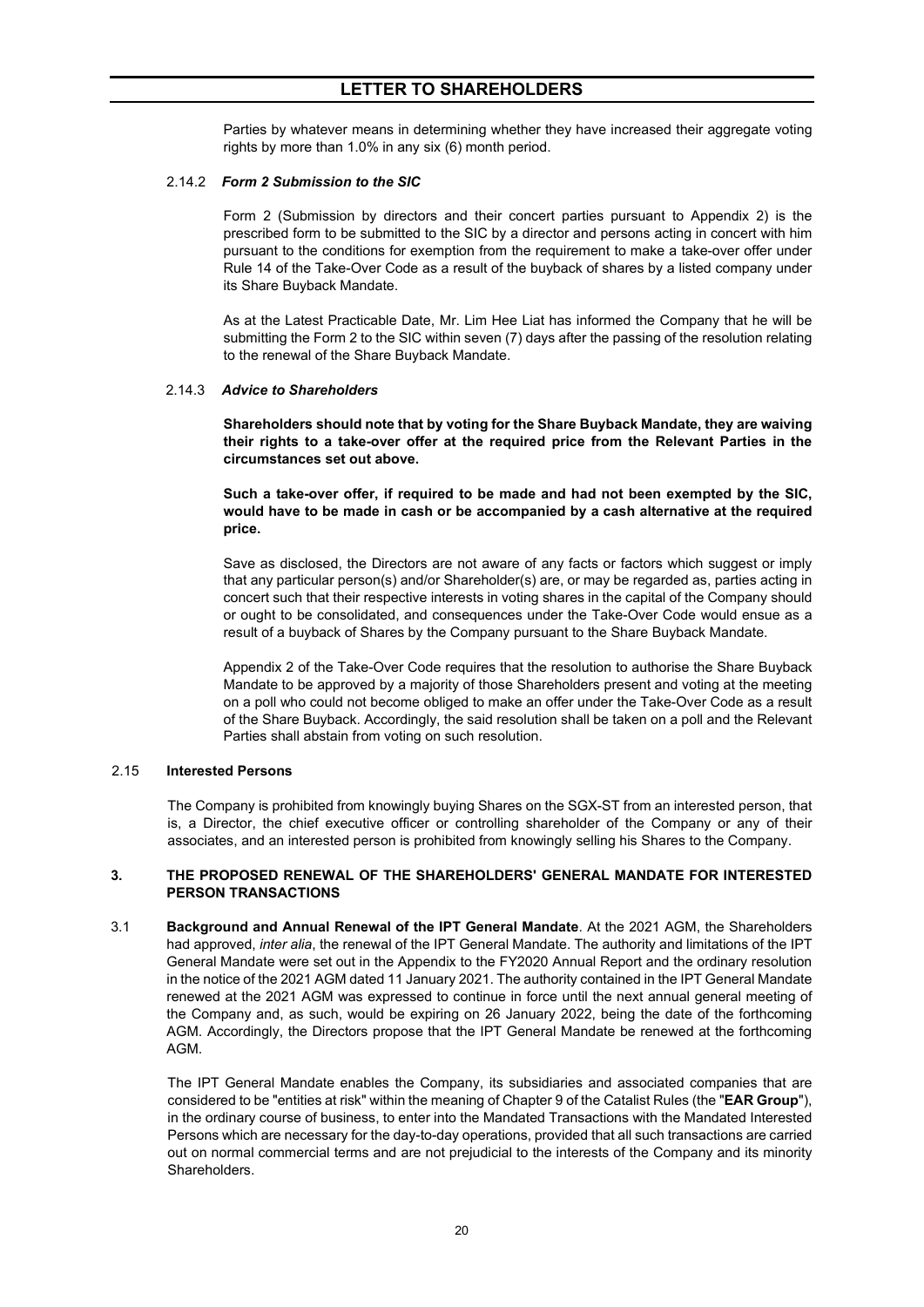Parties by whatever means in determining whether they have increased their aggregate voting rights by more than 1.0% in any six (6) month period.

#### 2.14.2 *Form 2 Submission to the SIC*

Form 2 (Submission by directors and their concert parties pursuant to Appendix 2) is the prescribed form to be submitted to the SIC by a director and persons acting in concert with him pursuant to the conditions for exemption from the requirement to make a take-over offer under Rule 14 of the Take-Over Code as a result of the buyback of shares by a listed company under its Share Buyback Mandate.

As at the Latest Practicable Date, Mr. Lim Hee Liat has informed the Company that he will be submitting the Form 2 to the SIC within seven (7) days after the passing of the resolution relating to the renewal of the Share Buyback Mandate.

#### 2.14.3 *Advice to Shareholders*

**Shareholders should note that by voting for the Share Buyback Mandate, they are waiving their rights to a take-over offer at the required price from the Relevant Parties in the circumstances set out above.**

**Such a take-over offer, if required to be made and had not been exempted by the SIC, would have to be made in cash or be accompanied by a cash alternative at the required price.**

Save as disclosed, the Directors are not aware of any facts or factors which suggest or imply that any particular person(s) and/or Shareholder(s) are, or may be regarded as, parties acting in concert such that their respective interests in voting shares in the capital of the Company should or ought to be consolidated, and consequences under the Take-Over Code would ensue as a result of a buyback of Shares by the Company pursuant to the Share Buyback Mandate.

Appendix 2 of the Take-Over Code requires that the resolution to authorise the Share Buyback Mandate to be approved by a majority of those Shareholders present and voting at the meeting on a poll who could not become obliged to make an offer under the Take-Over Code as a result of the Share Buyback. Accordingly, the said resolution shall be taken on a poll and the Relevant Parties shall abstain from voting on such resolution.

### 2.15 Interested Persons

The Company is prohibited from knowingly buying Shares on the SGX-ST from an interested person, that is, a Director, the chief executive officer or controlling shareholder of the Company or any of their associates, and an interested person is prohibited from knowingly selling his Shares to the Company.

## 3. THE PROPOSED RENEWAL OF THE SHAREHOLDERS' GENERAL MANDATE FOR INTERESTED PERSON TRANSACTIONS

3.1 **Background and Annual Renewal of the IPT General Mandate**. At the 2021 AGM, the Shareholders had approved, *inter alia*, the renewal of the IPT General Mandate. The authority and limitations of the IPT General Mandate were set out in the Appendix to the FY2020 Annual Report and the ordinary resolution in the notice of the 2021 AGM dated 11 January 2021. The authority contained in the IPT General Mandate renewed at the 2021 AGM was expressed to continue in force until the next annual general meeting of the Company and, as such, would be expiring on 26 January 2022, being the date of the forthcoming AGM. Accordingly, the Directors propose that the IPT General Mandate be renewed at the forthcoming AGM.

The IPT General Mandate enables the Company, its subsidiaries and associated companies that are considered to be "entities at risk" within the meaning of Chapter 9 of the Catalist Rules (the "**EAR Group**"), in the ordinary course of business, to enter into the Mandated Transactions with the Mandated Interested Persons which are necessary for the day-to-day operations, provided that all such transactions are carried out on normal commercial terms and are not prejudicial to the interests of the Company and its minority Shareholders.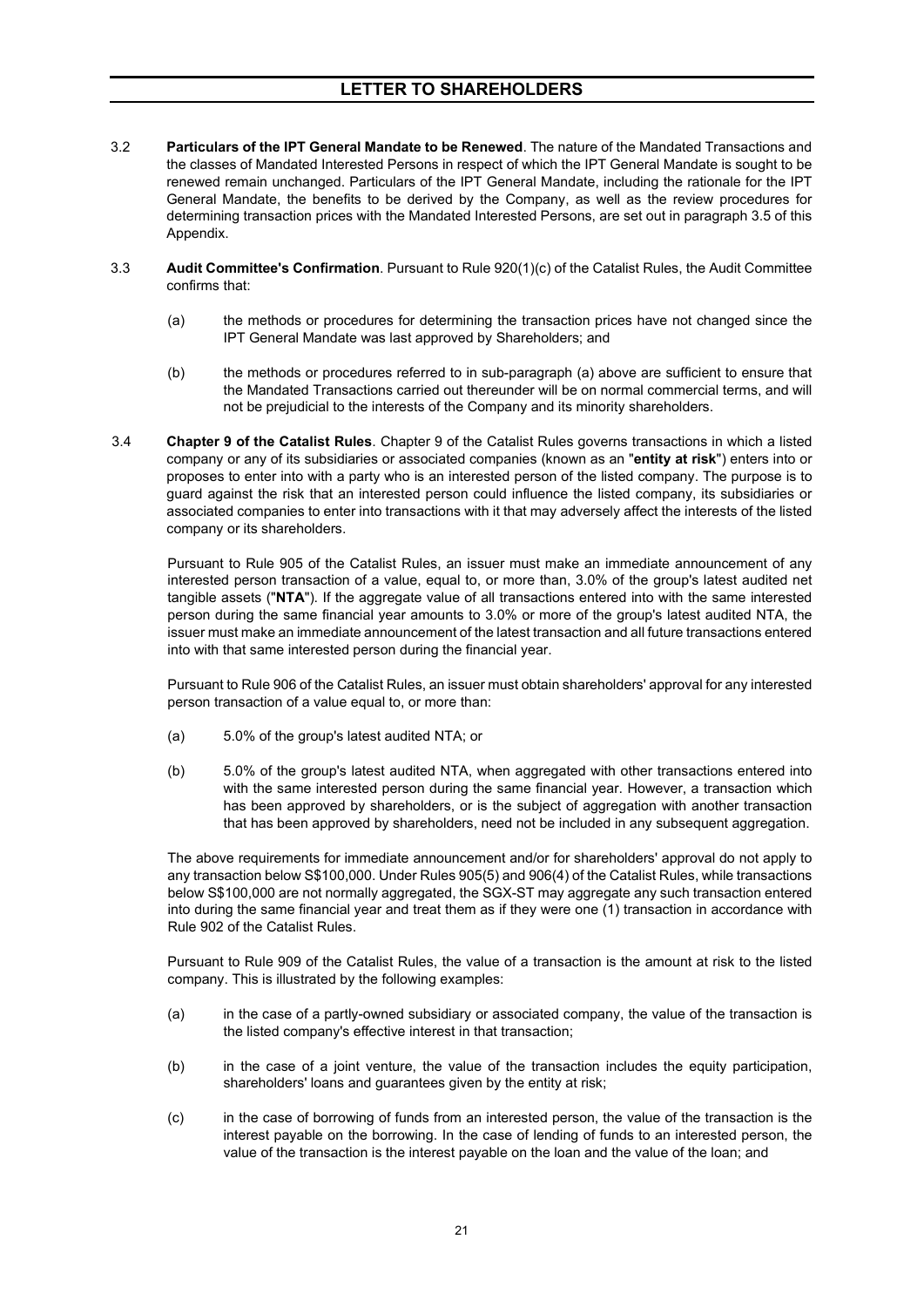3.2 **Particulars of the IPT General Mandate to be Renewed**. The nature of the Mandated Transactions and the classes of Mandated Interested Persons in respect of which the IPT General Mandate is sought to be renewed remain unchanged. Particulars of the IPT General Mandate, including the rationale for the IPT General Mandate, the benefits to be derived by the Company, as well as the review procedures for determining transaction prices with the Mandated Interested Persons, are set out in paragraph 3.5 of this Appendix.

3.3 **Audit Committee's Confirmation**. Pursuant to Rule 920(1)(c) of the Catalist Rules, the Audit Committee confirms that:

(a) the methods or procedures for determining the transaction prices have not changed since the IPT General Mandate was last approved by Shareholders; and

(b) the methods or procedures referred to in sub-paragraph (a) above are sufficient to ensure that the Mandated Transactions carried out thereunder will be on normal commercial terms, and will not be prejudicial to the interests of the Company and its minority shareholders.

3.4 **Chapter 9 of the Catalist Rules**. Chapter 9 of the Catalist Rules governs transactions in which a listed company or any of its subsidiaries or associated companies (known as an "**entity at risk**") enters into or proposes to enter into with a party who is an interested person of the listed company. The purpose is to guard against the risk that an interested person could influence the listed company, its subsidiaries or associated companies to enter into transactions with it that may adversely affect the interests of the listed company or its shareholders.

Pursuant to Rule 905 of the Catalist Rules, an issuer must make an immediate announcement of any interested person transaction of a value, equal to, or more than, 3.0% of the group's latest audited net tangible assets ("**NTA**"). If the aggregate value of all transactions entered into with the same interested person during the same financial year amounts to 3.0% or more of the group's latest audited NTA, the issuer must make an immediate announcement of the latest transaction and all future transactions entered into with that same interested person during the financial year.

Pursuant to Rule 906 of the Catalist Rules, an issuer must obtain shareholders' approval for any interested person transaction of a value equal to, or more than:

(a) 5.0% of the group's latest audited NTA; or

(b) 5.0% of the group's latest audited NTA, when aggregated with other transactions entered into with the same interested person during the same financial year. However, a transaction which has been approved by shareholders, or is the subject of aggregation with another transaction that has been approved by shareholders, need not be included in any subsequent aggregation.

The above requirements for immediate announcement and/or for shareholders' approval do not apply to any transaction below S$100,000. Under Rules 905(5) and 906(4) of the Catalist Rules, while transactions below S$100,000 are not normally aggregated, the SGX-ST may aggregate any such transaction entered into during the same financial year and treat them as if they were one (1) transaction in accordance with Rule 902 of the Catalist Rules.

Pursuant to Rule 909 of the Catalist Rules, the value of a transaction is the amount at risk to the listed company. This is illustrated by the following examples:

(a) in the case of a partly-owned subsidiary or associated company, the value of the transaction is the listed company's effective interest in that transaction;

(b) in the case of a joint venture, the value of the transaction includes the equity participation, shareholders' loans and guarantees given by the entity at risk;

(c) in the case of borrowing of funds from an interested person, the value of the transaction is the interest payable on the borrowing. In the case of lending of funds to an interested person, the value of the transaction is the interest payable on the loan and the value of the loan; and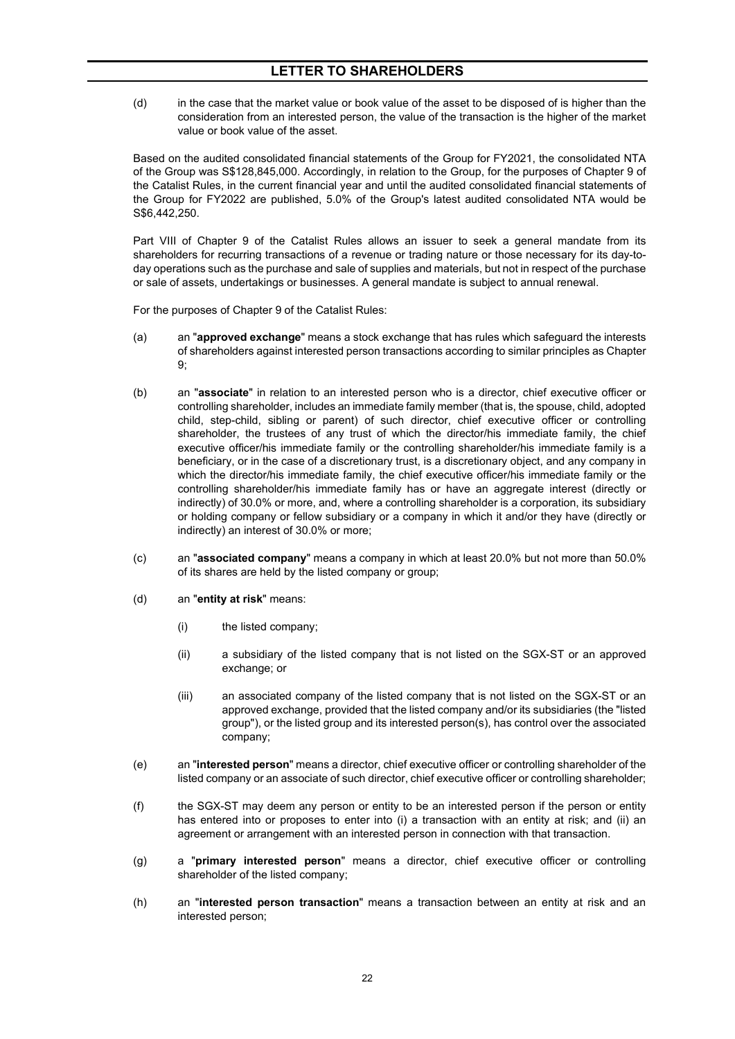(d) in the case that the market value or book value of the asset to be disposed of is higher than the consideration from an interested person, the value of the transaction is the higher of the market value or book value of the asset.

Based on the audited consolidated financial statements of the Group for FY2021, the consolidated NTA of the Group was S$128,845,000. Accordingly, in relation to the Group, for the purposes of Chapter 9 of the Catalist Rules, in the current financial year and until the audited consolidated financial statements of the Group for FY2022 are published, 5.0% of the Group's latest audited consolidated NTA would be S$6,442,250.

Part VIII of Chapter 9 of the Catalist Rules allows an issuer to seek a general mandate from its shareholders for recurring transactions of a revenue or trading nature or those necessary for its day-to-day operations such as the purchase and sale of supplies and materials, but not in respect of the purchase or sale of assets, undertakings or businesses. A general mandate is subject to annual renewal.

For the purposes of Chapter 9 of the Catalist Rules:

(a) an "**approved exchange**" means a stock exchange that has rules which safeguard the interests of shareholders against interested person transactions according to similar principles as Chapter 9;

(b) an "**associate**" in relation to an interested person who is a director, chief executive officer or controlling shareholder, includes an immediate family member (that is, the spouse, child, adopted child, step-child, sibling or parent) of such director, chief executive officer or controlling shareholder, the trustees of any trust of which the director/his immediate family, the chief executive officer/his immediate family or the controlling shareholder/his immediate family is a beneficiary, or in the case of a discretionary trust, is a discretionary object, and any company in which the director/his immediate family, the chief executive officer/his immediate family or the controlling shareholder/his immediate family has or have an aggregate interest (directly or indirectly) of 30.0% or more, and, where a controlling shareholder is a corporation, its subsidiary or holding company or fellow subsidiary or a company in which it and/or they have (directly or indirectly) an interest of 30.0% or more;

(c) an "**associated company**" means a company in which at least 20.0% but not more than 50.0% of its shares are held by the listed company or group;

(d) an "**entity at risk**" means:

  (i) the listed company;

  (ii) a subsidiary of the listed company that is not listed on the SGX-ST or an approved exchange; or

  (iii) an associated company of the listed company that is not listed on the SGX-ST or an approved exchange, provided that the listed company and/or its subsidiaries (the "listed group"), or the listed group and its interested person(s), has control over the associated company;

(e) an "**interested person**" means a director, chief executive officer or controlling shareholder of the listed company or an associate of such director, chief executive officer or controlling shareholder;

(f) the SGX-ST may deem any person or entity to be an interested person if the person or entity has entered into or proposes to enter into (i) a transaction with an entity at risk; and (ii) an agreement or arrangement with an interested person in connection with that transaction.

(g) a "**primary interested person**" means a director, chief executive officer or controlling shareholder of the listed company;

(h) an "**interested person transaction**" means a transaction between an entity at risk and an interested person;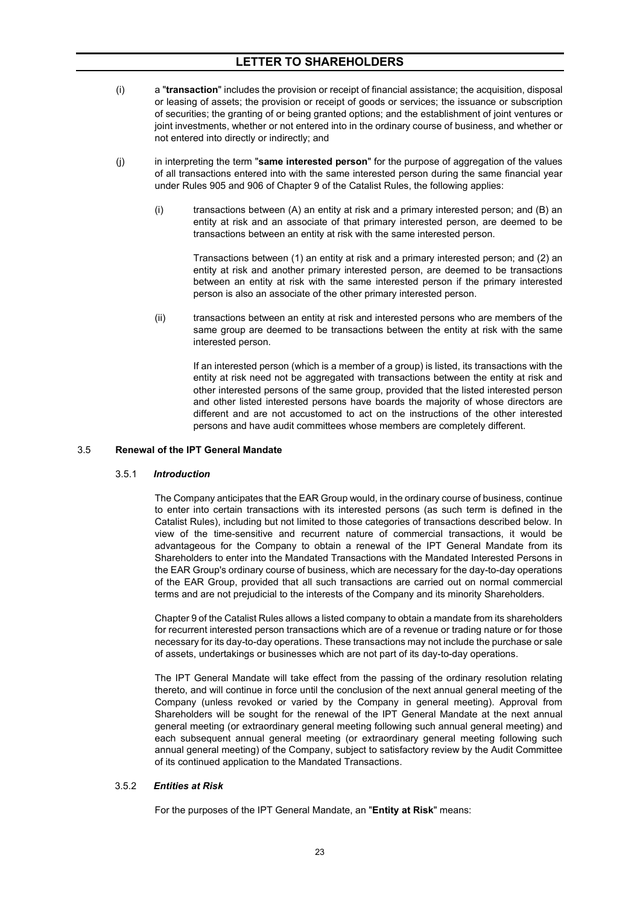(i) a "**transaction**" includes the provision or receipt of financial assistance; the acquisition, disposal or leasing of assets; the provision or receipt of goods or services; the issuance or subscription of securities; the granting of or being granted options; and the establishment of joint ventures or joint investments, whether or not entered into in the ordinary course of business, and whether or not entered into directly or indirectly; and

(j) in interpreting the term "**same interested person**" for the purpose of aggregation of the values of all transactions entered into with the same interested person during the same financial year under Rules 905 and 906 of Chapter 9 of the Catalist Rules, the following applies:

   (i) transactions between (A) an entity at risk and a primary interested person; and (B) an entity at risk and an associate of that primary interested person, are deemed to be transactions between an entity at risk with the same interested person.

   Transactions between (1) an entity at risk and a primary interested person; and (2) an entity at risk and another primary interested person, are deemed to be transactions between an entity at risk with the same interested person if the primary interested person is also an associate of the other primary interested person.

   (ii) transactions between an entity at risk and interested persons who are members of the same group are deemed to be transactions between the entity at risk with the same interested person.

   If an interested person (which is a member of a group) is listed, its transactions with the entity at risk need not be aggregated with transactions between the entity at risk and other interested persons of the same group, provided that the listed interested person and other listed interested persons have boards the majority of whose directors are different and are not accustomed to act on the instructions of the other interested persons and have audit committees whose members are completely different.

## 3.5 Renewal of the IPT General Mandate

### 3.5.1 *Introduction*

The Company anticipates that the EAR Group would, in the ordinary course of business, continue to enter into certain transactions with its interested persons (as such term is defined in the Catalist Rules), including but not limited to those categories of transactions described below. In view of the time-sensitive and recurrent nature of commercial transactions, it would be advantageous for the Company to obtain a renewal of the IPT General Mandate from its Shareholders to enter into the Mandated Transactions with the Mandated Interested Persons in the EAR Group's ordinary course of business, which are necessary for the day-to-day operations of the EAR Group, provided that all such transactions are carried out on normal commercial terms and are not prejudicial to the interests of the Company and its minority Shareholders.

Chapter 9 of the Catalist Rules allows a listed company to obtain a mandate from its shareholders for recurrent interested person transactions which are of a revenue or trading nature or for those necessary for its day-to-day operations. These transactions may not include the purchase or sale of assets, undertakings or businesses which are not part of its day-to-day operations.

The IPT General Mandate will take effect from the passing of the ordinary resolution relating thereto, and will continue in force until the conclusion of the next annual general meeting of the Company (unless revoked or varied by the Company in general meeting). Approval from Shareholders will be sought for the renewal of the IPT General Mandate at the next annual general meeting (or extraordinary general meeting following such annual general meeting) and each subsequent annual general meeting (or extraordinary general meeting following such annual general meeting) of the Company, subject to satisfactory review by the Audit Committee of its continued application to the Mandated Transactions.

### 3.5.2 *Entities at Risk*

For the purposes of the IPT General Mandate, an "**Entity at Risk**" means: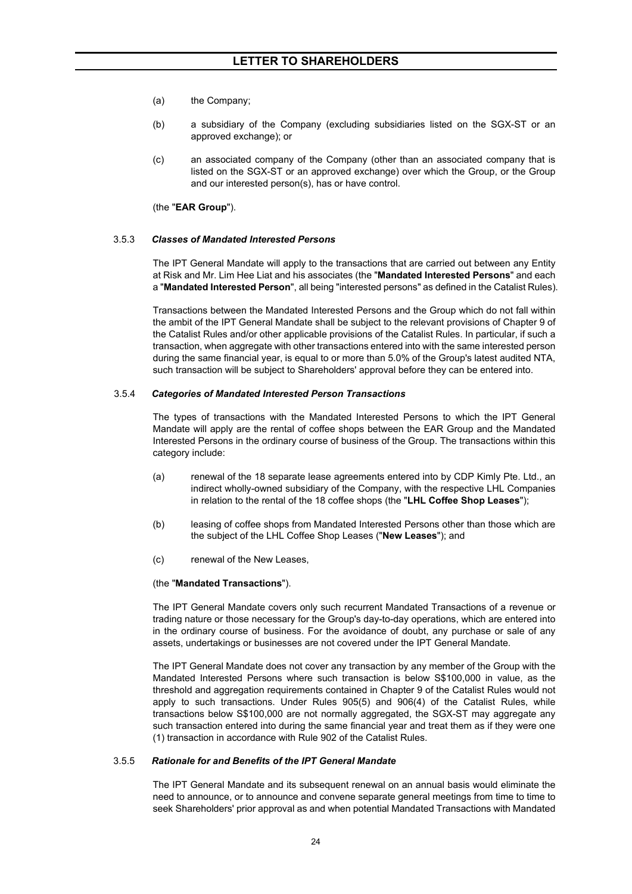(a) the Company;

(b) a subsidiary of the Company (excluding subsidiaries listed on the SGX-ST or an approved exchange); or

(c) an associated company of the Company (other than an associated company that is listed on the SGX-ST or an approved exchange) over which the Group, or the Group and our interested person(s), has or have control.

(the "**EAR Group**").

### 3.5.3 *Classes of Mandated Interested Persons*

The IPT General Mandate will apply to the transactions that are carried out between any Entity at Risk and Mr. Lim Hee Liat and his associates (the "**Mandated Interested Persons**" and each a "**Mandated Interested Person**", all being "interested persons" as defined in the Catalist Rules).

Transactions between the Mandated Interested Persons and the Group which do not fall within the ambit of the IPT General Mandate shall be subject to the relevant provisions of Chapter 9 of the Catalist Rules and/or other applicable provisions of the Catalist Rules. In particular, if such a transaction, when aggregate with other transactions entered into with the same interested person during the same financial year, is equal to or more than 5.0% of the Group's latest audited NTA, such transaction will be subject to Shareholders' approval before they can be entered into.

### 3.5.4 *Categories of Mandated Interested Person Transactions*

The types of transactions with the Mandated Interested Persons to which the IPT General Mandate will apply are the rental of coffee shops between the EAR Group and the Mandated Interested Persons in the ordinary course of business of the Group. The transactions within this category include:

(a) renewal of the 18 separate lease agreements entered into by CDP Kimly Pte. Ltd., an indirect wholly-owned subsidiary of the Company, with the respective LHL Companies in relation to the rental of the 18 coffee shops (the "**LHL Coffee Shop Leases**");

(b) leasing of coffee shops from Mandated Interested Persons other than those which are the subject of the LHL Coffee Shop Leases ("**New Leases**"); and

(c) renewal of the New Leases,

(the "**Mandated Transactions**").

The IPT General Mandate covers only such recurrent Mandated Transactions of a revenue or trading nature or those necessary for the Group's day-to-day operations, which are entered into in the ordinary course of business. For the avoidance of doubt, any purchase or sale of any assets, undertakings or businesses are not covered under the IPT General Mandate.

The IPT General Mandate does not cover any transaction by any member of the Group with the Mandated Interested Persons where such transaction is below S$100,000 in value, as the threshold and aggregation requirements contained in Chapter 9 of the Catalist Rules would not apply to such transactions. Under Rules 905(5) and 906(4) of the Catalist Rules, while transactions below S$100,000 are not normally aggregated, the SGX-ST may aggregate any such transaction entered into during the same financial year and treat them as if they were one (1) transaction in accordance with Rule 902 of the Catalist Rules.

### 3.5.5 *Rationale for and Benefits of the IPT General Mandate*

The IPT General Mandate and its subsequent renewal on an annual basis would eliminate the need to announce, or to announce and convene separate general meetings from time to time to seek Shareholders' prior approval as and when potential Mandated Transactions with Mandated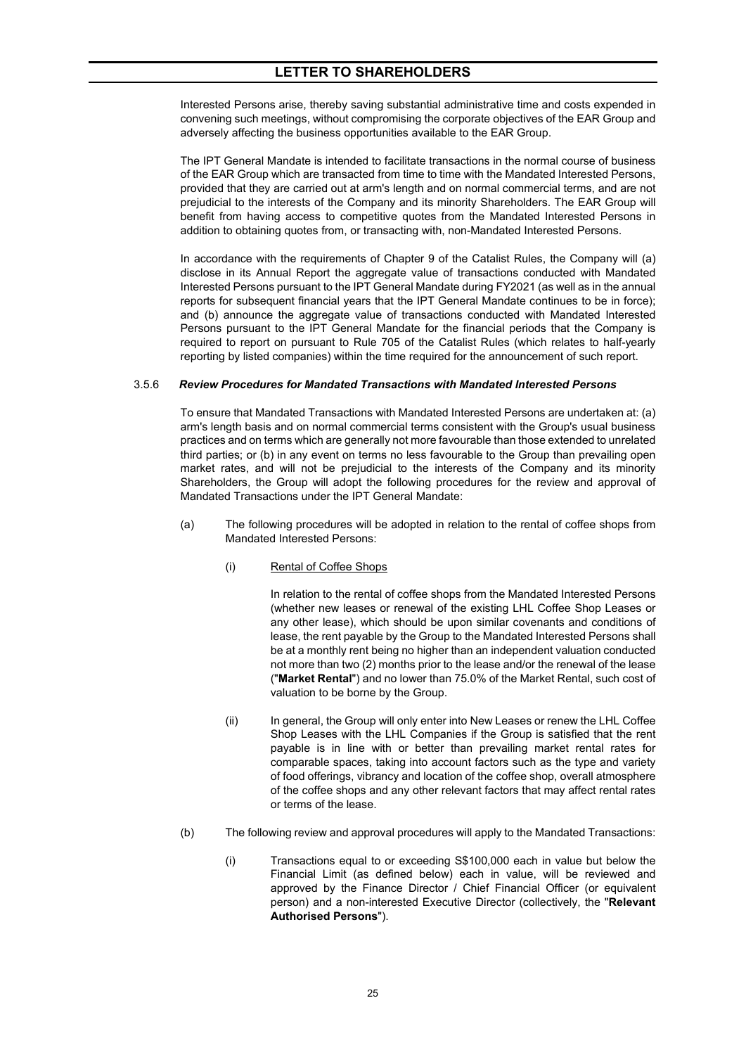Interested Persons arise, thereby saving substantial administrative time and costs expended in convening such meetings, without compromising the corporate objectives of the EAR Group and adversely affecting the business opportunities available to the EAR Group.

The IPT General Mandate is intended to facilitate transactions in the normal course of business of the EAR Group which are transacted from time to time with the Mandated Interested Persons, provided that they are carried out at arm's length and on normal commercial terms, and are not prejudicial to the interests of the Company and its minority Shareholders. The EAR Group will benefit from having access to competitive quotes from the Mandated Interested Persons in addition to obtaining quotes from, or transacting with, non-Mandated Interested Persons.

In accordance with the requirements of Chapter 9 of the Catalist Rules, the Company will (a) disclose in its Annual Report the aggregate value of transactions conducted with Mandated Interested Persons pursuant to the IPT General Mandate during FY2021 (as well as in the annual reports for subsequent financial years that the IPT General Mandate continues to be in force); and (b) announce the aggregate value of transactions conducted with Mandated Interested Persons pursuant to the IPT General Mandate for the financial periods that the Company is required to report on pursuant to Rule 705 of the Catalist Rules (which relates to half-yearly reporting by listed companies) within the time required for the announcement of such report.

### 3.5.6 *Review Procedures for Mandated Transactions with Mandated Interested Persons*

To ensure that Mandated Transactions with Mandated Interested Persons are undertaken at: (a) arm's length basis and on normal commercial terms consistent with the Group's usual business practices and on terms which are generally not more favourable than those extended to unrelated third parties; or (b) in any event on terms no less favourable to the Group than prevailing open market rates, and will not be prejudicial to the interests of the Company and its minority Shareholders, the Group will adopt the following procedures for the review and approval of Mandated Transactions under the IPT General Mandate:

(a) The following procedures will be adopted in relation to the rental of coffee shops from Mandated Interested Persons:

  (i) Rental of Coffee Shops

  In relation to the rental of coffee shops from the Mandated Interested Persons (whether new leases or renewal of the existing LHL Coffee Shop Leases or any other lease), which should be upon similar covenants and conditions of lease, the rent payable by the Group to the Mandated Interested Persons shall be at a monthly rent being no higher than an independent valuation conducted not more than two (2) months prior to the lease and/or the renewal of the lease ("**Market Rental**") and no lower than 75.0% of the Market Rental, such cost of valuation to be borne by the Group.

  (ii) In general, the Group will only enter into New Leases or renew the LHL Coffee Shop Leases with the LHL Companies if the Group is satisfied that the rent payable is in line with or better than prevailing market rental rates for comparable spaces, taking into account factors such as the type and variety of food offerings, vibrancy and location of the coffee shop, overall atmosphere of the coffee shops and any other relevant factors that may affect rental rates or terms of the lease.

(b) The following review and approval procedures will apply to the Mandated Transactions:

  (i) Transactions equal to or exceeding S$100,000 each in value but below the Financial Limit (as defined below) each in value, will be reviewed and approved by the Finance Director / Chief Financial Officer (or equivalent person) and a non-interested Executive Director (collectively, the "**Relevant Authorised Persons**").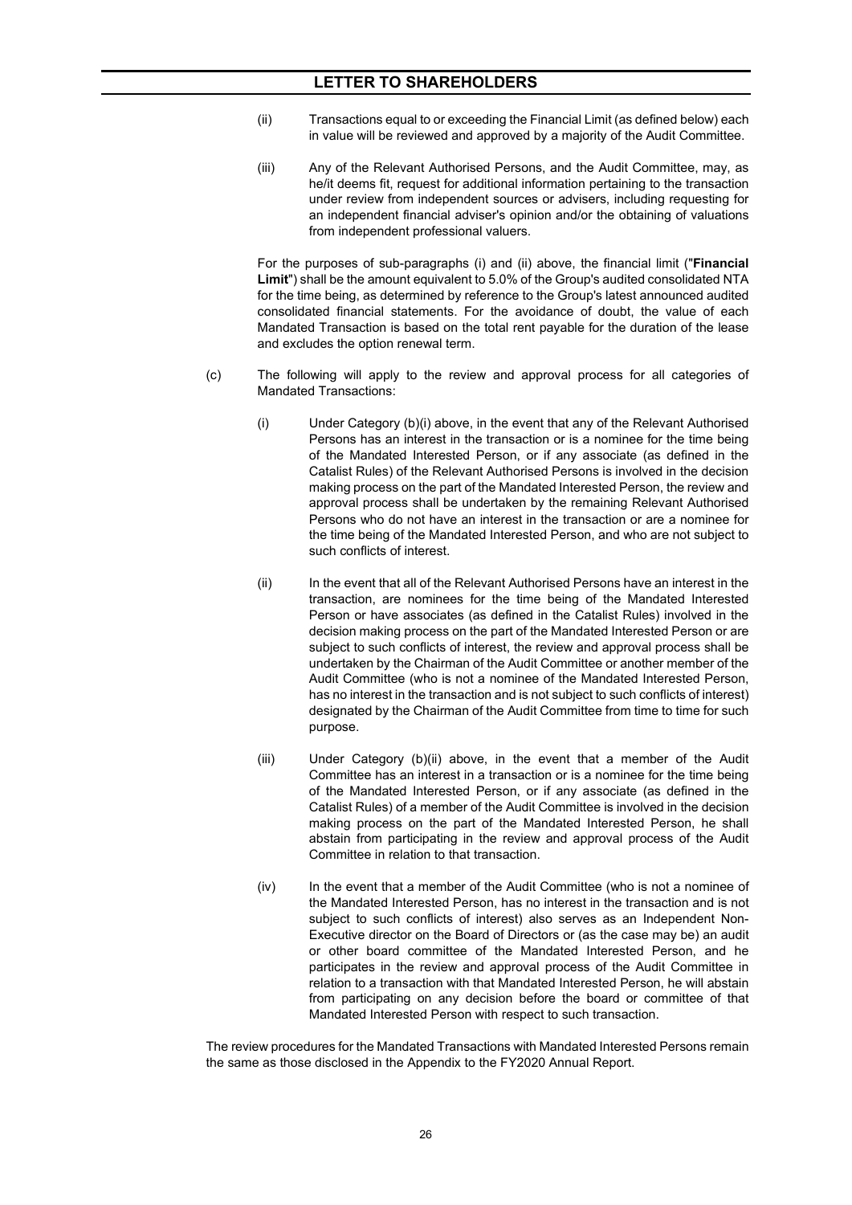(ii) Transactions equal to or exceeding the Financial Limit (as defined below) each in value will be reviewed and approved by a majority of the Audit Committee.

(iii) Any of the Relevant Authorised Persons, and the Audit Committee, may, as he/it deems fit, request for additional information pertaining to the transaction under review from independent sources or advisers, including requesting for an independent financial adviser's opinion and/or the obtaining of valuations from independent professional valuers.

For the purposes of sub-paragraphs (i) and (ii) above, the financial limit ("**Financial Limit**") shall be the amount equivalent to 5.0% of the Group's audited consolidated NTA for the time being, as determined by reference to the Group's latest announced audited consolidated financial statements. For the avoidance of doubt, the value of each Mandated Transaction is based on the total rent payable for the duration of the lease and excludes the option renewal term.

(c) The following will apply to the review and approval process for all categories of Mandated Transactions:

(i) Under Category (b)(i) above, in the event that any of the Relevant Authorised Persons has an interest in the transaction or is a nominee for the time being of the Mandated Interested Person, or if any associate (as defined in the Catalist Rules) of the Relevant Authorised Persons is involved in the decision making process on the part of the Mandated Interested Person, the review and approval process shall be undertaken by the remaining Relevant Authorised Persons who do not have an interest in the transaction or are a nominee for the time being of the Mandated Interested Person, and who are not subject to such conflicts of interest.

(ii) In the event that all of the Relevant Authorised Persons have an interest in the transaction, are nominees for the time being of the Mandated Interested Person or have associates (as defined in the Catalist Rules) involved in the decision making process on the part of the Mandated Interested Person or are subject to such conflicts of interest, the review and approval process shall be undertaken by the Chairman of the Audit Committee or another member of the Audit Committee (who is not a nominee of the Mandated Interested Person, has no interest in the transaction and is not subject to such conflicts of interest) designated by the Chairman of the Audit Committee from time to time for such purpose.

(iii) Under Category (b)(ii) above, in the event that a member of the Audit Committee has an interest in a transaction or is a nominee for the time being of the Mandated Interested Person, or if any associate (as defined in the Catalist Rules) of a member of the Audit Committee is involved in the decision making process on the part of the Mandated Interested Person, he shall abstain from participating in the review and approval process of the Audit Committee in relation to that transaction.

(iv) In the event that a member of the Audit Committee (who is not a nominee of the Mandated Interested Person, has no interest in the transaction and is not subject to such conflicts of interest) also serves as an Independent Non-Executive director on the Board of Directors or (as the case may be) an audit or other board committee of the Mandated Interested Person, and he participates in the review and approval process of the Audit Committee in relation to a transaction with that Mandated Interested Person, he will abstain from participating on any decision before the board or committee of that Mandated Interested Person with respect to such transaction.

The review procedures for the Mandated Transactions with Mandated Interested Persons remain the same as those disclosed in the Appendix to the FY2020 Annual Report.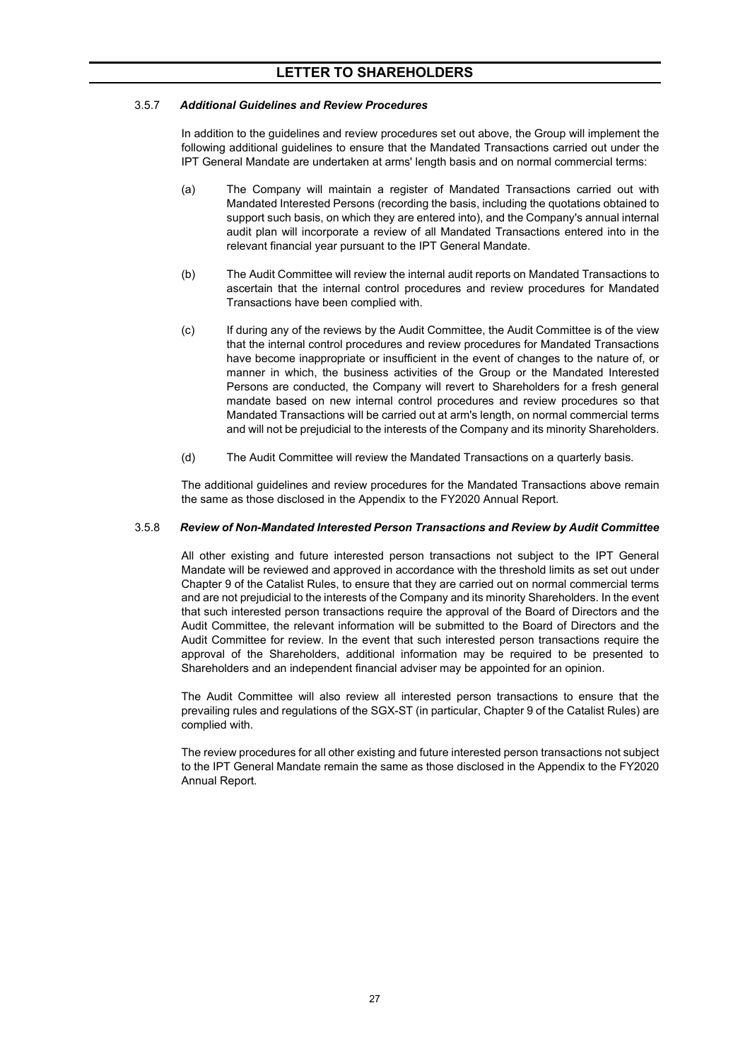#### 3.5.7 *Additional Guidelines and Review Procedures*

In addition to the guidelines and review procedures set out above, the Group will implement the following additional guidelines to ensure that the Mandated Transactions carried out under the IPT General Mandate are undertaken at arms' length basis and on normal commercial terms:

(a) The Company will maintain a register of Mandated Transactions carried out with Mandated Interested Persons (recording the basis, including the quotations obtained to support such basis, on which they are entered into), and the Company's annual internal audit plan will incorporate a review of all Mandated Transactions entered into in the relevant financial year pursuant to the IPT General Mandate.

(b) The Audit Committee will review the internal audit reports on Mandated Transactions to ascertain that the internal control procedures and review procedures for Mandated Transactions have been complied with.

(c) If during any of the reviews by the Audit Committee, the Audit Committee is of the view that the internal control procedures and review procedures for Mandated Transactions have become inappropriate or insufficient in the event of changes to the nature of, or manner in which, the business activities of the Group or the Mandated Interested Persons are conducted, the Company will revert to Shareholders for a fresh general mandate based on new internal control procedures and review procedures so that Mandated Transactions will be carried out at arm's length, on normal commercial terms and will not be prejudicial to the interests of the Company and its minority Shareholders.

(d) The Audit Committee will review the Mandated Transactions on a quarterly basis.

The additional guidelines and review procedures for the Mandated Transactions above remain the same as those disclosed in the Appendix to the FY2020 Annual Report.

#### 3.5.8 *Review of Non-Mandated Interested Person Transactions and Review by Audit Committee*

All other existing and future interested person transactions not subject to the IPT General Mandate will be reviewed and approved in accordance with the threshold limits as set out under Chapter 9 of the Catalist Rules, to ensure that they are carried out on normal commercial terms and are not prejudicial to the interests of the Company and its minority Shareholders. In the event that such interested person transactions require the approval of the Board of Directors and the Audit Committee, the relevant information will be submitted to the Board of Directors and the Audit Committee for review. In the event that such interested person transactions require the approval of the Shareholders, additional information may be required to be presented to Shareholders and an independent financial adviser may be appointed for an opinion.

The Audit Committee will also review all interested person transactions to ensure that the prevailing rules and regulations of the SGX-ST (in particular, Chapter 9 of the Catalist Rules) are complied with.

The review procedures for all other existing and future interested person transactions not subject to the IPT General Mandate remain the same as those disclosed in the Appendix to the FY2020 Annual Report.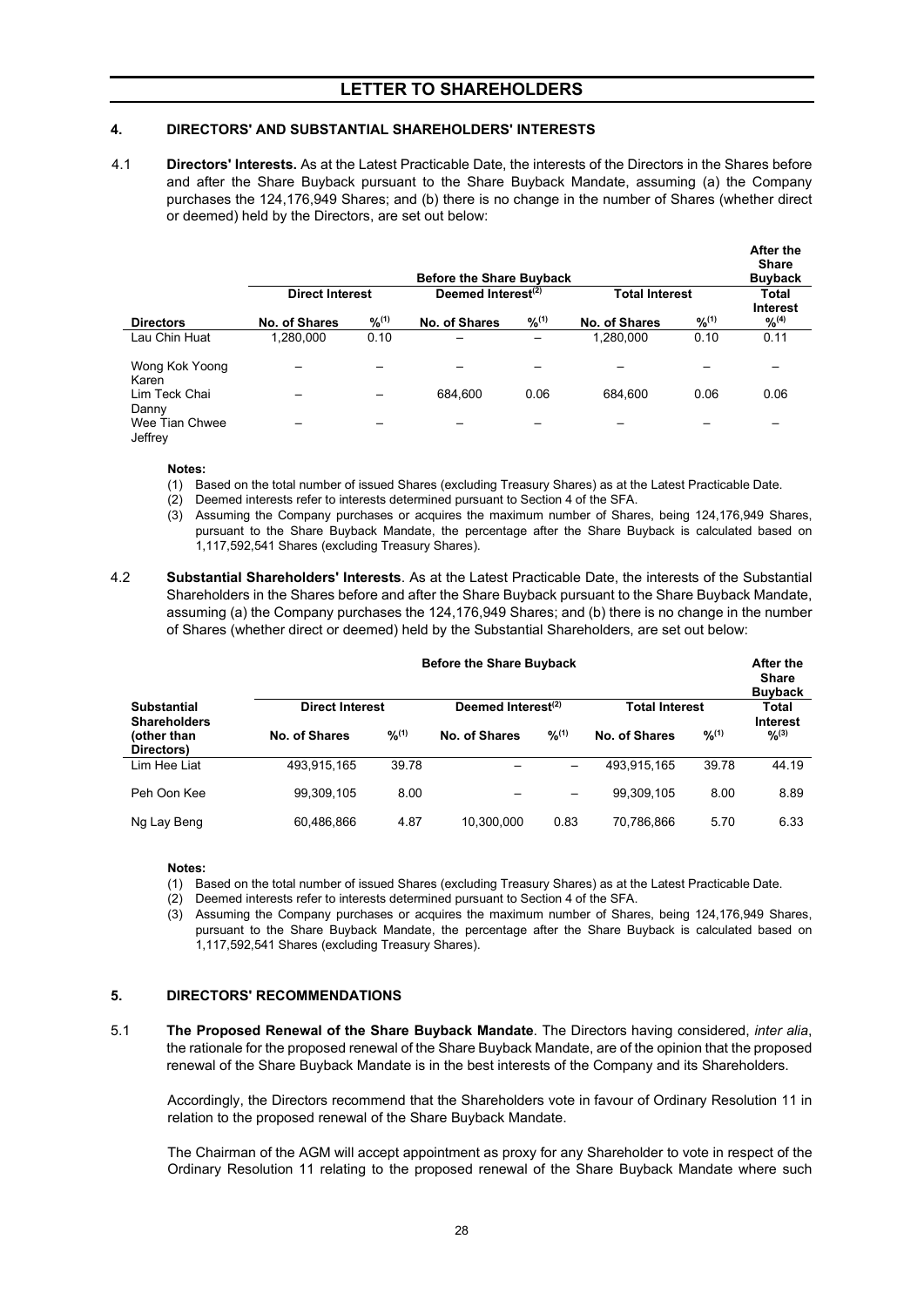# LETTER TO SHAREHOLDERS

## 4. DIRECTORS' AND SUBSTANTIAL SHAREHOLDERS' INTERESTS

4.1 **Directors' Interests.** As at the Latest Practicable Date, the interests of the Directors in the Shares before and after the Share Buyback pursuant to the Share Buyback Mandate, assuming (a) the Company purchases the 124,176,949 Shares; and (b) there is no change in the number of Shares (whether direct or deemed) held by the Directors, are set out below:

| | Before the Share Buyback | | | | | | After the Share Buyback |
|---|---|---|---|---|---|---|---|
| | Direct Interest | | Deemed Interest[(2)] | | Total Interest | | Total Interest |
| Directors | No. of Shares | %[(1)] | No. of Shares | %[(1)] | No. of Shares | %[(1)] | %[(4)] |
| Lau Chin Huat | 1,280,000 | 0.10 | – | – | 1,280,000 | 0.10 | 0.11 |
| Wong Kok Yoong Karen | – | – | – | – | – | – | – |
| Lim Teck Chai Danny | – | – | 684,600 | 0.06 | 684,600 | 0.06 | 0.06 |
| Wee Tian Chwee Jeffrey | – | – | – | – | – | – | – |

**Notes:**

(1) Based on the total number of issued Shares (excluding Treasury Shares) as at the Latest Practicable Date.

(2) Deemed interests refer to interests determined pursuant to Section 4 of the SFA.

(3) Assuming the Company purchases or acquires the maximum number of Shares, being 124,176,949 Shares, pursuant to the Share Buyback Mandate, the percentage after the Share Buyback is calculated based on 1,117,592,541 Shares (excluding Treasury Shares).

4.2 **Substantial Shareholders' Interests**. As at the Latest Practicable Date, the interests of the Substantial Shareholders in the Shares before and after the Share Buyback pursuant to the Share Buyback Mandate, assuming (a) the Company purchases the 124,176,949 Shares; and (b) there is no change in the number of Shares (whether direct or deemed) held by the Substantial Shareholders, are set out below:

| | Before the Share Buyback | | | | | | After the Share Buyback |
|---|---|---|---|---|---|---|---|
| Substantial Shareholders (other than Directors) | Direct Interest | | Deemed Interest[(2)] | | Total Interest | | Total Interest |
| | No. of Shares | %[(1)] | No. of Shares | %[(1)] | No. of Shares | %[(1)] | %[(3)] |
| Lim Hee Liat | 493,915,165 | 39.78 | – | – | 493,915,165 | 39.78 | 44.19 |
| Peh Oon Kee | 99,309,105 | 8.00 | – | – | 99,309,105 | 8.00 | 8.89 |
| Ng Lay Beng | 60,486,866 | 4.87 | 10,300,000 | 0.83 | 70,786,866 | 5.70 | 6.33 |

**Notes:**

(1) Based on the total number of issued Shares (excluding Treasury Shares) as at the Latest Practicable Date.

(2) Deemed interests refer to interests determined pursuant to Section 4 of the SFA.

(3) Assuming the Company purchases or acquires the maximum number of Shares, being 124,176,949 Shares, pursuant to the Share Buyback Mandate, the percentage after the Share Buyback is calculated based on 1,117,592,541 Shares (excluding Treasury Shares).

## 5. DIRECTORS' RECOMMENDATIONS

5.1 **The Proposed Renewal of the Share Buyback Mandate**. The Directors having considered, *inter alia*, the rationale for the proposed renewal of the Share Buyback Mandate, are of the opinion that the proposed renewal of the Share Buyback Mandate is in the best interests of the Company and its Shareholders.

Accordingly, the Directors recommend that the Shareholders vote in favour of Ordinary Resolution 11 in relation to the proposed renewal of the Share Buyback Mandate.

The Chairman of the AGM will accept appointment as proxy for any Shareholder to vote in respect of the Ordinary Resolution 11 relating to the proposed renewal of the Share Buyback Mandate where such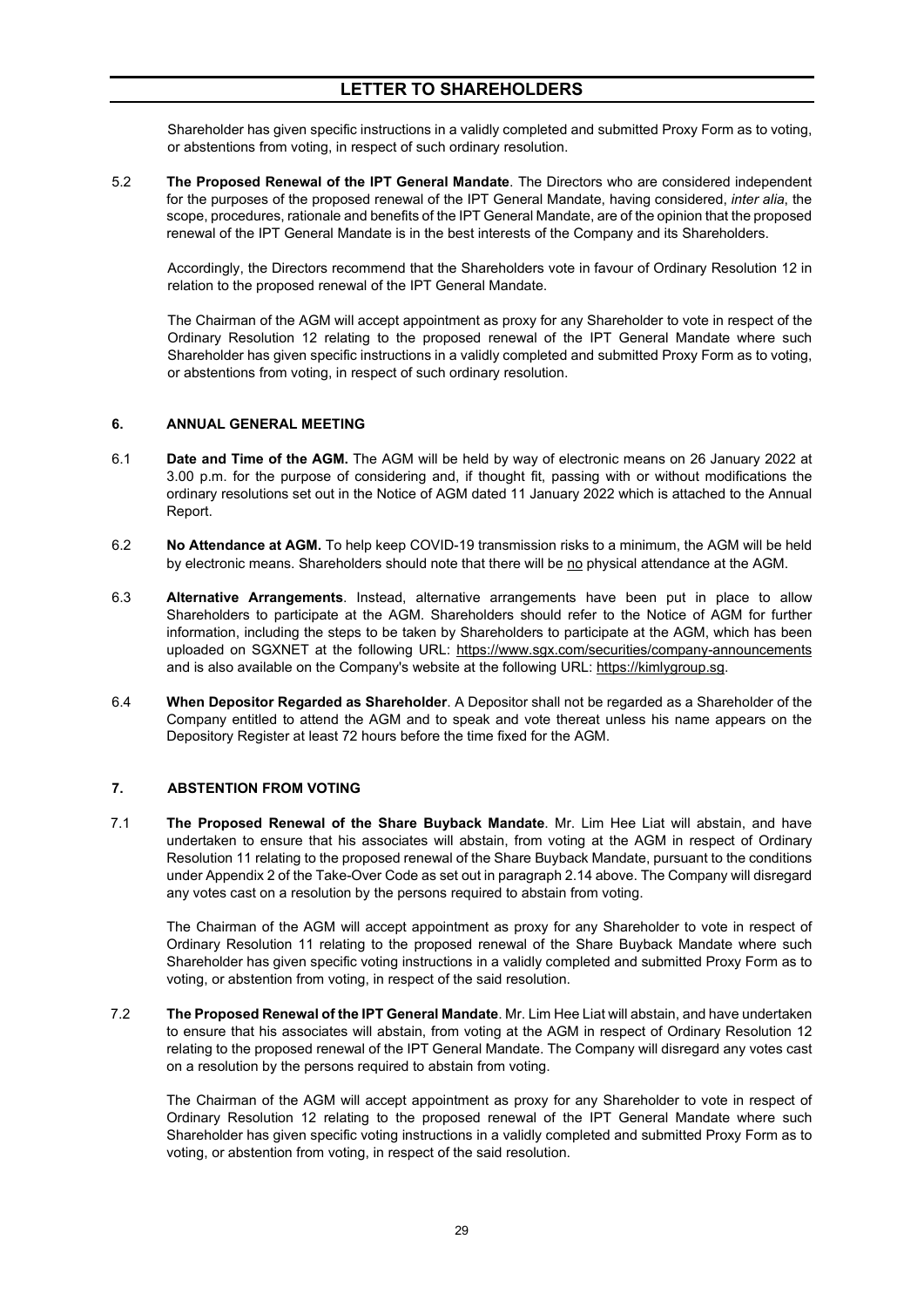Shareholder has given specific instructions in a validly completed and submitted Proxy Form as to voting, or abstentions from voting, in respect of such ordinary resolution.

5.2 **The Proposed Renewal of the IPT General Mandate**. The Directors who are considered independent for the purposes of the proposed renewal of the IPT General Mandate, having considered, *inter alia*, the scope, procedures, rationale and benefits of the IPT General Mandate, are of the opinion that the proposed renewal of the IPT General Mandate is in the best interests of the Company and its Shareholders.

Accordingly, the Directors recommend that the Shareholders vote in favour of Ordinary Resolution 12 in relation to the proposed renewal of the IPT General Mandate.

The Chairman of the AGM will accept appointment as proxy for any Shareholder to vote in respect of the Ordinary Resolution 12 relating to the proposed renewal of the IPT General Mandate where such Shareholder has given specific instructions in a validly completed and submitted Proxy Form as to voting, or abstentions from voting, in respect of such ordinary resolution.

## 6. ANNUAL GENERAL MEETING

6.1 **Date and Time of the AGM.** The AGM will be held by way of electronic means on 26 January 2022 at 3.00 p.m. for the purpose of considering and, if thought fit, passing with or without modifications the ordinary resolutions set out in the Notice of AGM dated 11 January 2022 which is attached to the Annual Report.

6.2 **No Attendance at AGM.** To help keep COVID-19 transmission risks to a minimum, the AGM will be held by electronic means. Shareholders should note that there will be no physical attendance at the AGM.

6.3 **Alternative Arrangements**. Instead, alternative arrangements have been put in place to allow Shareholders to participate at the AGM. Shareholders should refer to the Notice of AGM for further information, including the steps to be taken by Shareholders to participate at the AGM, which has been uploaded on SGXNET at the following URL: https://www.sgx.com/securities/company-announcements and is also available on the Company's website at the following URL: https://kimlygroup.sg.

6.4 **When Depositor Regarded as Shareholder**. A Depositor shall not be regarded as a Shareholder of the Company entitled to attend the AGM and to speak and vote thereat unless his name appears on the Depository Register at least 72 hours before the time fixed for the AGM.

## 7. ABSTENTION FROM VOTING

7.1 **The Proposed Renewal of the Share Buyback Mandate**. Mr. Lim Hee Liat will abstain, and have undertaken to ensure that his associates will abstain, from voting at the AGM in respect of Ordinary Resolution 11 relating to the proposed renewal of the Share Buyback Mandate, pursuant to the conditions under Appendix 2 of the Take-Over Code as set out in paragraph 2.14 above. The Company will disregard any votes cast on a resolution by the persons required to abstain from voting.

The Chairman of the AGM will accept appointment as proxy for any Shareholder to vote in respect of Ordinary Resolution 11 relating to the proposed renewal of the Share Buyback Mandate where such Shareholder has given specific voting instructions in a validly completed and submitted Proxy Form as to voting, or abstention from voting, in respect of the said resolution.

7.2 **The Proposed Renewal of the IPT General Mandate**. Mr. Lim Hee Liat will abstain, and have undertaken to ensure that his associates will abstain, from voting at the AGM in respect of Ordinary Resolution 12 relating to the proposed renewal of the IPT General Mandate. The Company will disregard any votes cast on a resolution by the persons required to abstain from voting.

The Chairman of the AGM will accept appointment as proxy for any Shareholder to vote in respect of Ordinary Resolution 12 relating to the proposed renewal of the IPT General Mandate where such Shareholder has given specific voting instructions in a validly completed and submitted Proxy Form as to voting, or abstention from voting, in respect of the said resolution.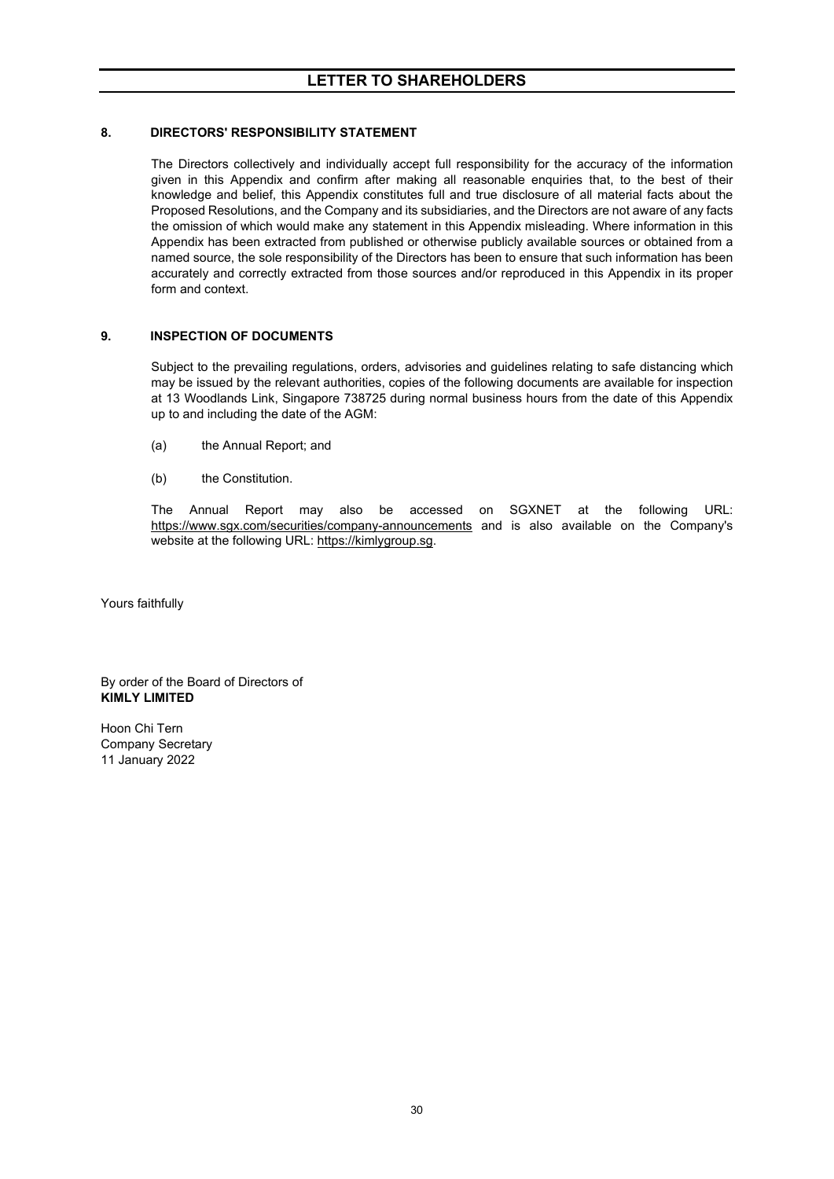# LETTER TO SHAREHOLDERS

## 8. DIRECTORS' RESPONSIBILITY STATEMENT

The Directors collectively and individually accept full responsibility for the accuracy of the information given in this Appendix and confirm after making all reasonable enquiries that, to the best of their knowledge and belief, this Appendix constitutes full and true disclosure of all material facts about the Proposed Resolutions, and the Company and its subsidiaries, and the Directors are not aware of any facts the omission of which would make any statement in this Appendix misleading. Where information in this Appendix has been extracted from published or otherwise publicly available sources or obtained from a named source, the sole responsibility of the Directors has been to ensure that such information has been accurately and correctly extracted from those sources and/or reproduced in this Appendix in its proper form and context.

## 9. INSPECTION OF DOCUMENTS

Subject to the prevailing regulations, orders, advisories and guidelines relating to safe distancing which may be issued by the relevant authorities, copies of the following documents are available for inspection at 13 Woodlands Link, Singapore 738725 during normal business hours from the date of this Appendix up to and including the date of the AGM:

(a) the Annual Report; and

(b) the Constitution.

The Annual Report may also be accessed on SGXNET at the following URL: https://www.sgx.com/securities/company-announcements and is also available on the Company's website at the following URL: https://kimlygroup.sg.

Yours faithfully

By order of the Board of Directors of
**KIMLY LIMITED**

Hoon Chi Tern
Company Secretary
11 January 2022